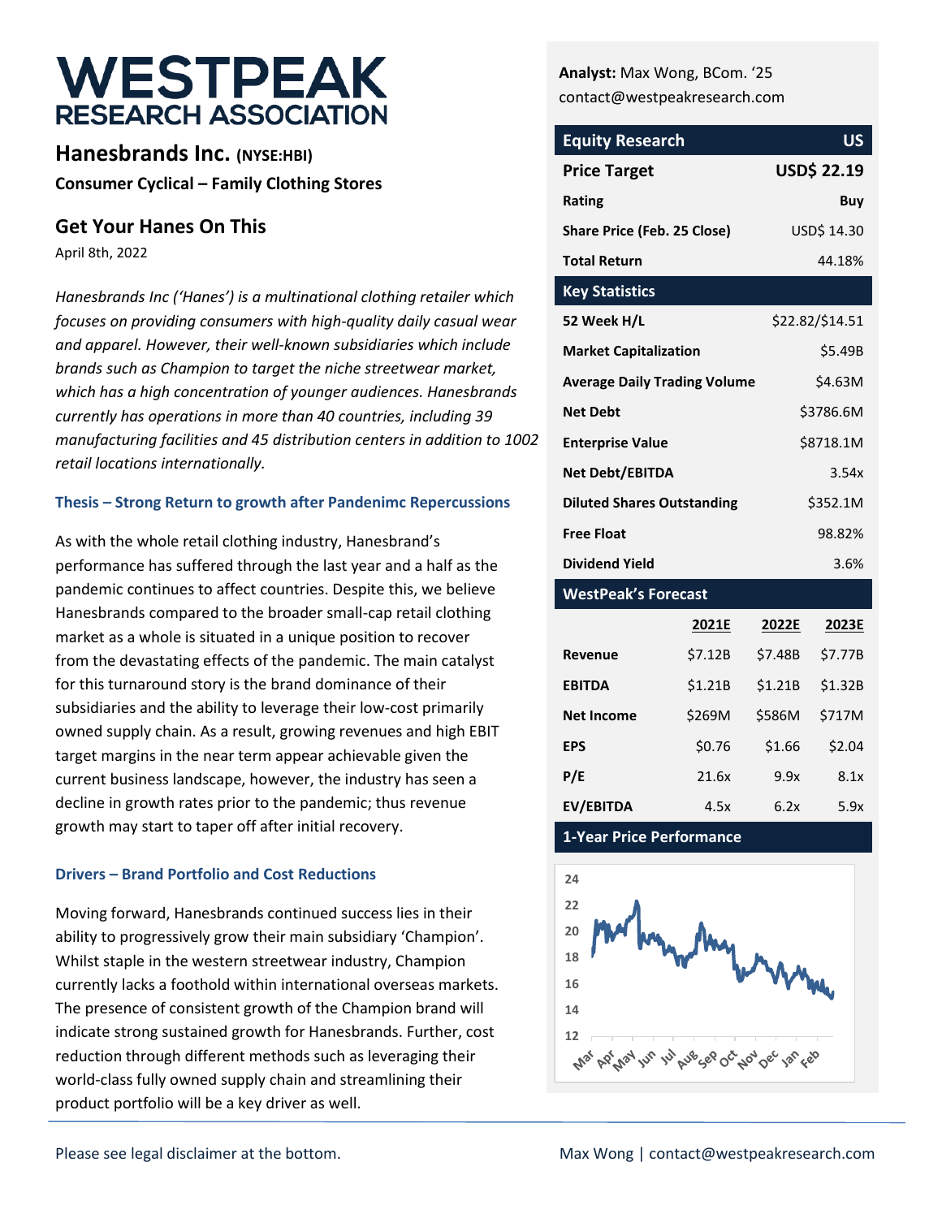# WESTPEAK RESEARCH ASSOCIATION

## Hanesbrands Inc. (NYSE:HBI)

**Consumer Cyclical – Family Clothing Stores**

## Get Your Hanes On This

April 8th, 2022

*Hanesbrands Inc ('Hanes') is a multinational clothing retailer which focuses on providing consumers with high-quality daily casual wear and apparel. However, their well-known subsidiaries which include brands such as Champion to target the niche streetwear market, which has a high concentration of younger audiences. Hanesbrands currently has operations in more than 40 countries, including 39 manufacturing facilities and 45 distribution centers in addition to 1002 retail locations internationally.*

### Thesis – Strong Return to growth after Pandenimc Repercussions

As with the whole retail clothing industry, Hanesbrand's performance has suffered through the last year and a half as the pandemic continues to affect countries. Despite this, we believe Hanesbrands compared to the broader small-cap retail clothing market as a whole is situated in a unique position to recover from the devastating effects of the pandemic. The main catalyst for this turnaround story is the brand dominance of their subsidiaries and the ability to leverage their low-cost primarily owned supply chain. As a result, growing revenues and high EBIT target margins in the near term appear achievable given the current business landscape, however, the industry has seen a decline in growth rates prior to the pandemic; thus revenue growth may start to taper off after initial recovery.

### Drivers – Brand Portfolio and Cost Reductions

Moving forward, Hanesbrands continued success lies in their ability to progressively grow their main subsidiary 'Champion'. Whilst staple in the western streetwear industry, Champion currently lacks a foothold within international overseas markets. The presence of consistent growth of the Champion brand will indicate strong sustained growth for Hanesbrands. Further, cost reduction through different methods such as leveraging their world-class fully owned supply chain and streamlining their product portfolio will be a key driver as well.

**Analyst:** Max Wong, BCom. '25
contact@westpeakresearch.com

| Equity Research | US |
|---|---|
| **Price Target** | **USD$ 22.19** |
| **Rating** | **Buy** |
| **Share Price (Feb. 25 Close)** | USD$ 14.30 |
| **Total Return** | 44.18% |

| Key Statistics | |
|---|---|
| **52 Week H/L** | $22.82/$14.51 |
| **Market Capitalization** | $5.49B |
| **Average Daily Trading Volume** | $4.63M |
| **Net Debt** | $3786.6M |
| **Enterprise Value** | $8718.1M |
| **Net Debt/EBITDA** | 3.54x |
| **Diluted Shares Outstanding** | $352.1M |
| **Free Float** | 98.82% |
| **Dividend Yield** | 3.6% |

| WestPeak's Forecast | 2021E | 2022E | 2023E |
|---|---|---|---|
| **Revenue** | $7.12B | $7.48B | $7.77B |
| **EBITDA** | $1.21B | $1.21B | $1.32B |
| **Net Income** | $269M | $586M | $717M |
| **EPS** | $0.76 | $1.66 | $2.04 |
| **P/E** | 21.6x | 9.9x | 8.1x |
| **EV/EBITDA** | 4.5x | 6.2x | 5.9x |

**1-Year Price Performance**

Please see legal disclaimer at the bottom.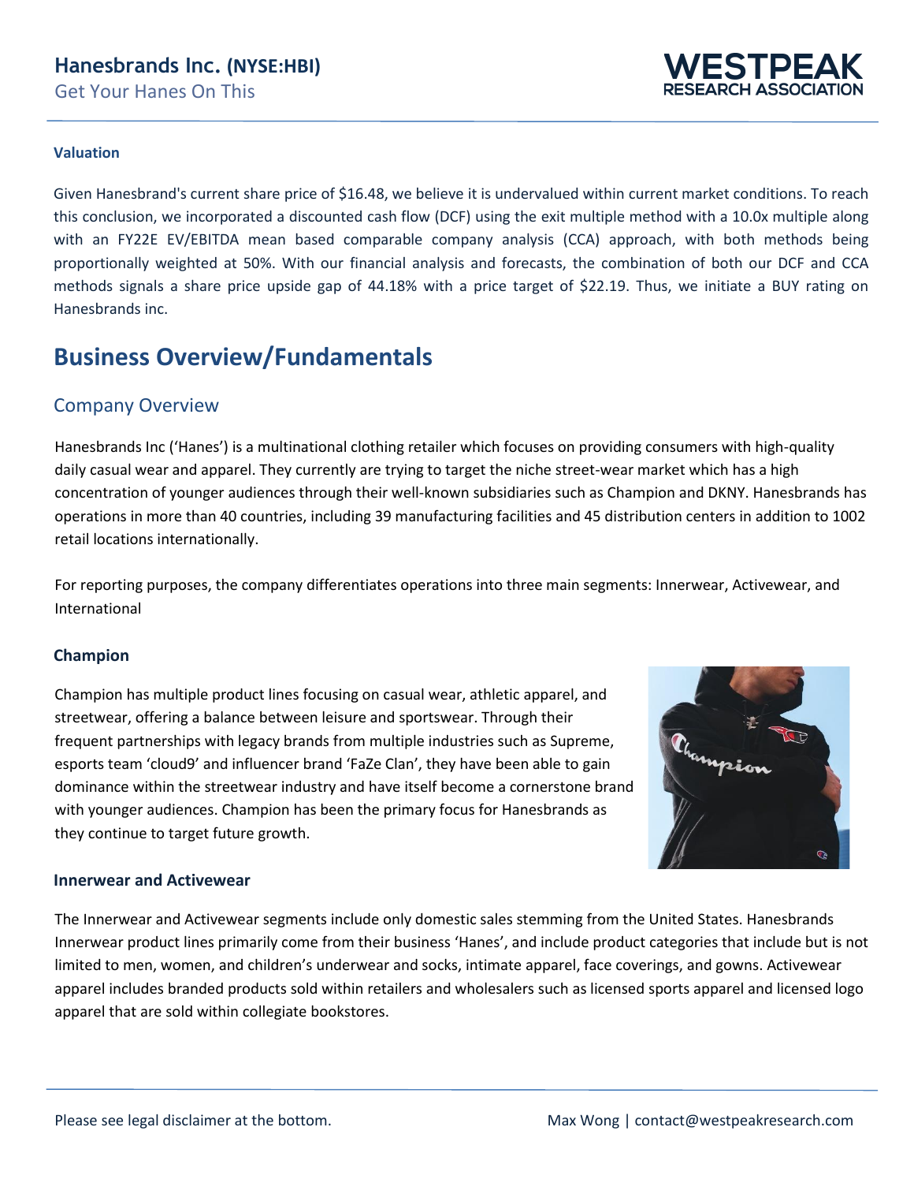### Valuation

Given Hanesbrand's current share price of $16.48, we believe it is undervalued within current market conditions. To reach this conclusion, we incorporated a discounted cash flow (DCF) using the exit multiple method with a 10.0x multiple along with an FY22E EV/EBITDA mean based comparable company analysis (CCA) approach, with both methods being proportionally weighted at 50%. With our financial analysis and forecasts, the combination of both our DCF and CCA methods signals a share price upside gap of 44.18% with a price target of $22.19. Thus, we initiate a BUY rating on Hanesbrands inc.

# Business Overview/Fundamentals

## Company Overview

Hanesbrands Inc ('Hanes') is a multinational clothing retailer which focuses on providing consumers with high-quality daily casual wear and apparel. They currently are trying to target the niche street-wear market which has a high concentration of younger audiences through their well-known subsidiaries such as Champion and DKNY. Hanesbrands has operations in more than 40 countries, including 39 manufacturing facilities and 45 distribution centers in addition to 1002 retail locations internationally.

For reporting purposes, the company differentiates operations into three main segments: Innerwear, Activewear, and International

### Champion

Champion has multiple product lines focusing on casual wear, athletic apparel, and streetwear, offering a balance between leisure and sportswear. Through their frequent partnerships with legacy brands from multiple industries such as Supreme, esports team 'cloud9' and influencer brand 'FaZe Clan', they have been able to gain dominance within the streetwear industry and have itself become a cornerstone brand with younger audiences. Champion has been the primary focus for Hanesbrands as they continue to target future growth.

### Innerwear and Activewear

The Innerwear and Activewear segments include only domestic sales stemming from the United States. Hanesbrands Innerwear product lines primarily come from their business 'Hanes', and include product categories that include but is not limited to men, women, and children's underwear and socks, intimate apparel, face coverings, and gowns. Activewear apparel includes branded products sold within retailers and wholesalers such as licensed sports apparel and licensed logo apparel that are sold within collegiate bookstores.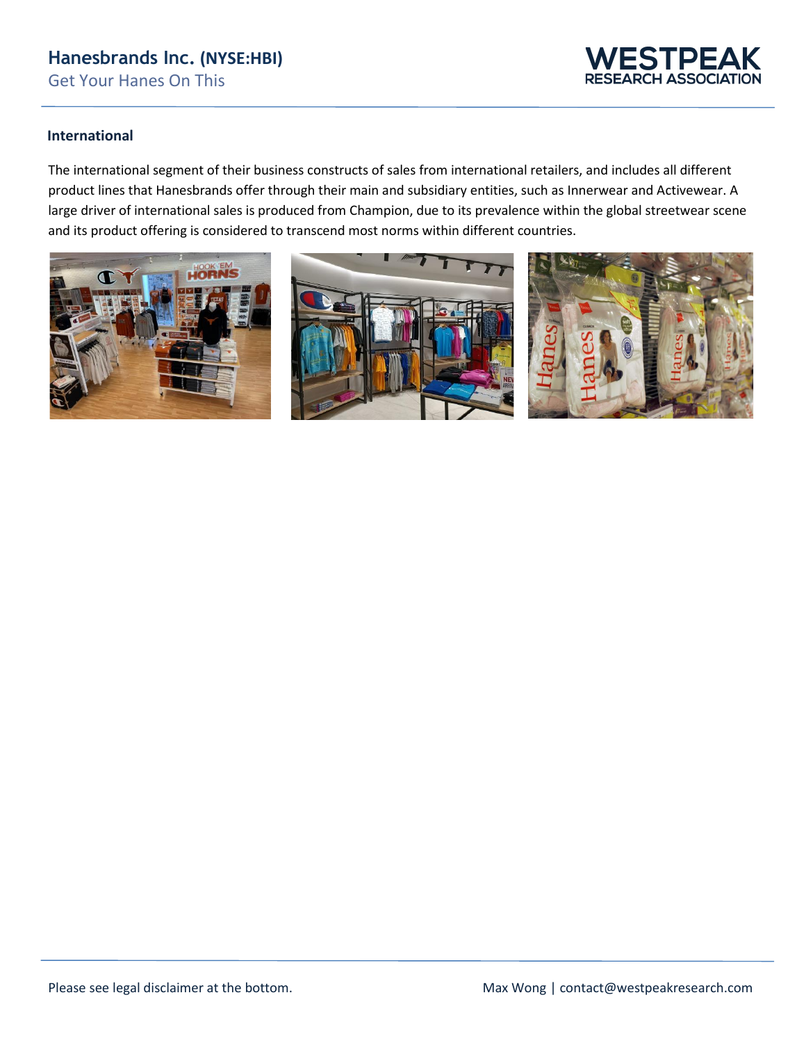### International

The international segment of their business constructs of sales from international retailers, and includes all different product lines that Hanesbrands offer through their main and subsidiary entities, such as Innerwear and Activewear. A large driver of international sales is produced from Champion, due to its prevalence within the global streetwear scene and its product offering is considered to transcend most norms within different countries.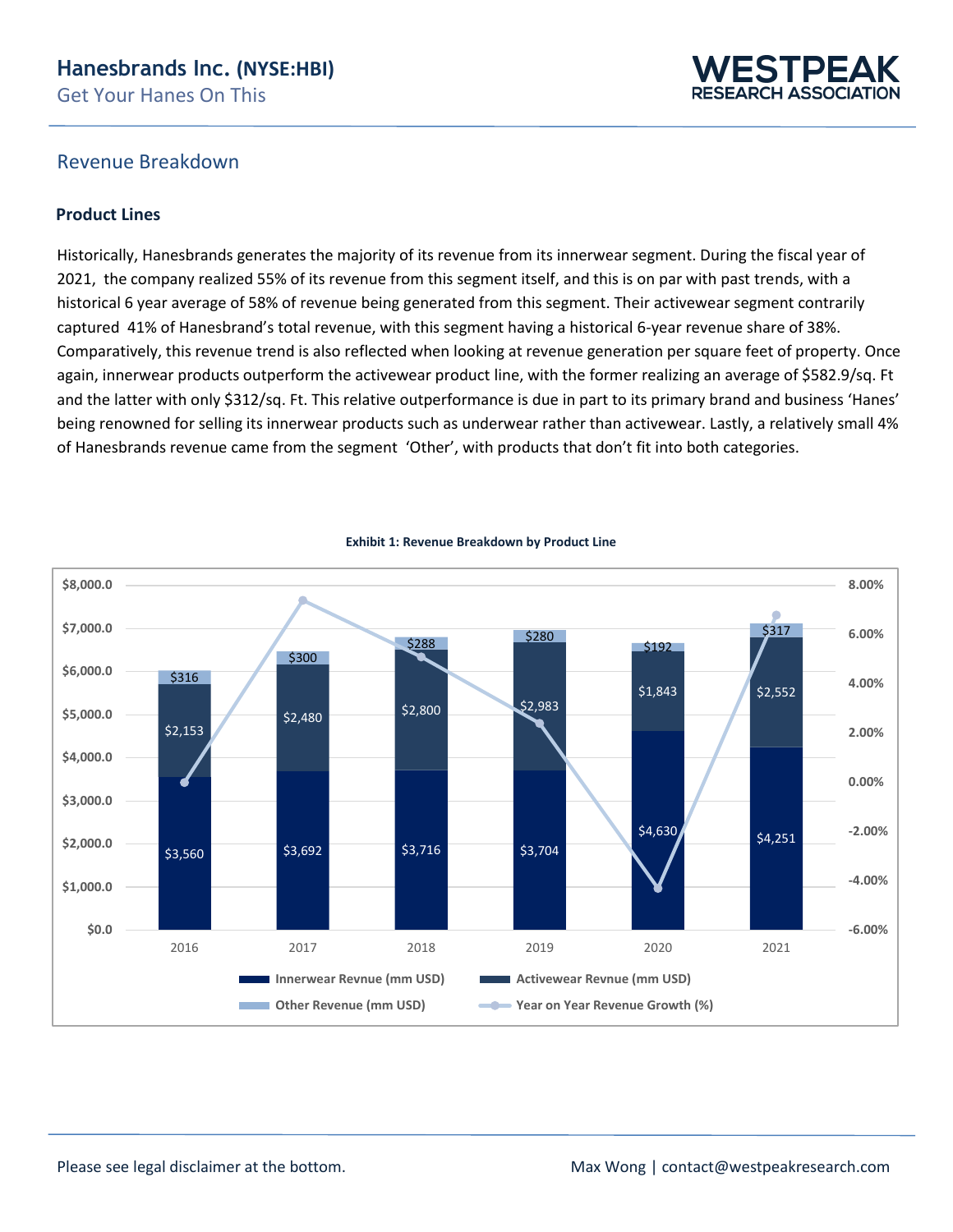## Revenue Breakdown

### Product Lines

Historically, Hanesbrands generates the majority of its revenue from its innerwear segment. During the fiscal year of 2021, the company realized 55% of its revenue from this segment itself, and this is on par with past trends, with a historical 6 year average of 58% of revenue being generated from this segment. Their activewear segment contrarily captured 41% of Hanesbrand's total revenue, with this segment having a historical 6-year revenue share of 38%. Comparatively, this revenue trend is also reflected when looking at revenue generation per square feet of property. Once again, innerwear products outperform the activewear product line, with the former realizing an average of $582.9/sq. Ft and the latter with only $312/sq. Ft. This relative outperformance is due in part to its primary brand and business 'Hanes' being renowned for selling its innerwear products such as underwear rather than activewear. Lastly, a relatively small 4% of Hanesbrands revenue came from the segment 'Other', with products that don't fit into both categories.

**Exhibit 1: Revenue Breakdown by Product Line**

| | 2016 | 2017 | 2018 | 2019 | 2020 | 2021 |
|---|---|---|---|---|---|---|
| Innerwear Revnue (mm USD) | $3,560 | $3,692 | $3,716 | $3,704 | $4,630 | $4,251 |
| Activewear Revnue (mm USD) | $2,153 | $2,480 | $2,800 | $2,983 | $1,843 | $2,552 |
| Other Revenue (mm USD) | $316 | $300 | $288 | $280 | $192 | $317 |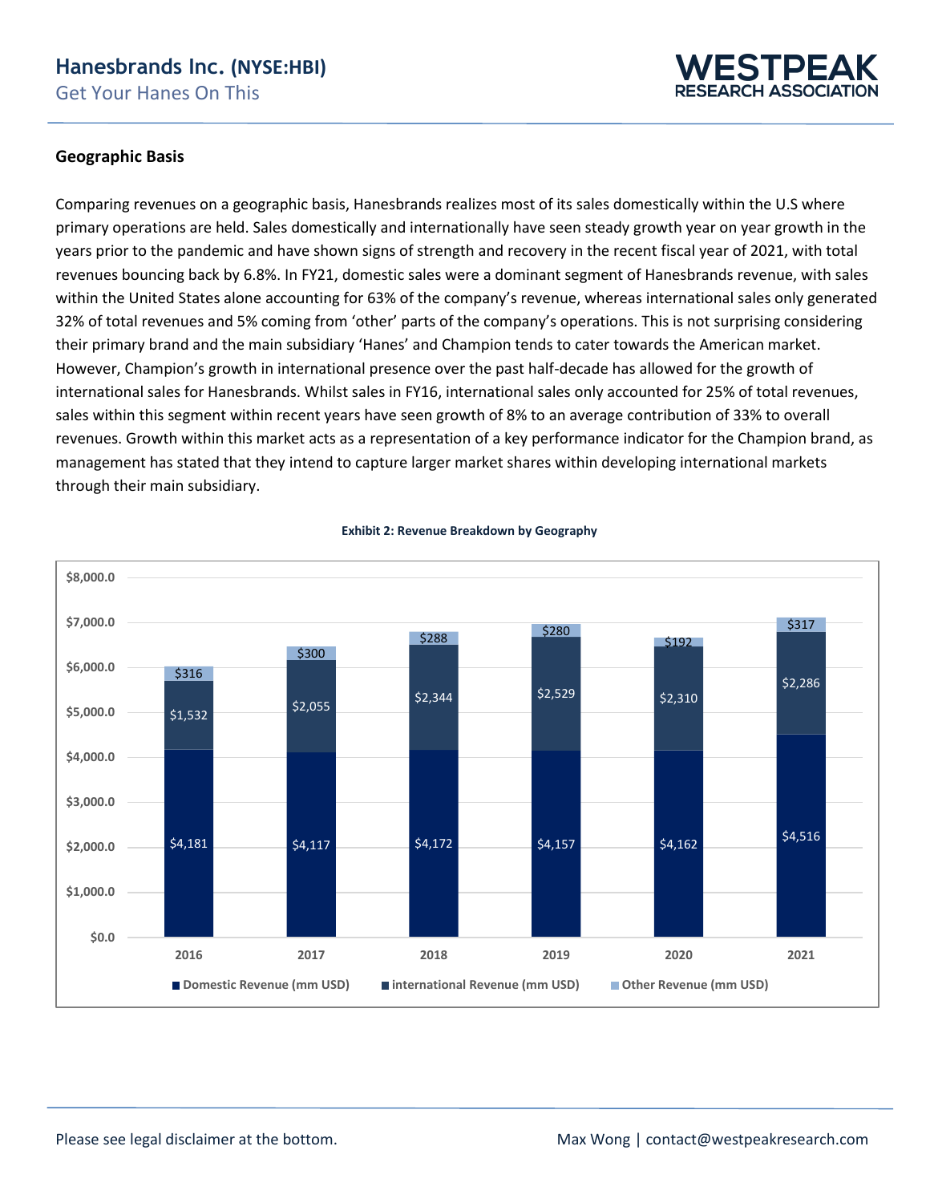### Geographic Basis

Comparing revenues on a geographic basis, Hanesbrands realizes most of its sales domestically within the U.S where primary operations are held. Sales domestically and internationally have seen steady growth year on year growth in the years prior to the pandemic and have shown signs of strength and recovery in the recent fiscal year of 2021, with total revenues bouncing back by 6.8%. In FY21, domestic sales were a dominant segment of Hanesbrands revenue, with sales within the United States alone accounting for 63% of the company's revenue, whereas international sales only generated 32% of total revenues and 5% coming from 'other' parts of the company's operations. This is not surprising considering their primary brand and the main subsidiary 'Hanes' and Champion tends to cater towards the American market. However, Champion's growth in international presence over the past half-decade has allowed for the growth of international sales for Hanesbrands. Whilst sales in FY16, international sales only accounted for 25% of total revenues, sales within this segment within recent years have seen growth of 8% to an average contribution of 33% to overall revenues. Growth within this market acts as a representation of a key performance indicator for the Champion brand, as management has stated that they intend to capture larger market shares within developing international markets through their main subsidiary.

**Exhibit 2: Revenue Breakdown by Geography**

| | 2016 | 2017 | 2018 | 2019 | 2020 | 2021 |
|---|---|---|---|---|---|---|
| Domestic Revenue (mm USD) | $4,181 | $4,117 | $4,172 | $4,157 | $4,162 | $4,516 |
| international Revenue (mm USD) | $1,532 | $2,055 | $2,344 | $2,529 | $2,310 | $2,286 |
| Other Revenue (mm USD) | $316 | $300 | $288 | $280 | $192 | $317 |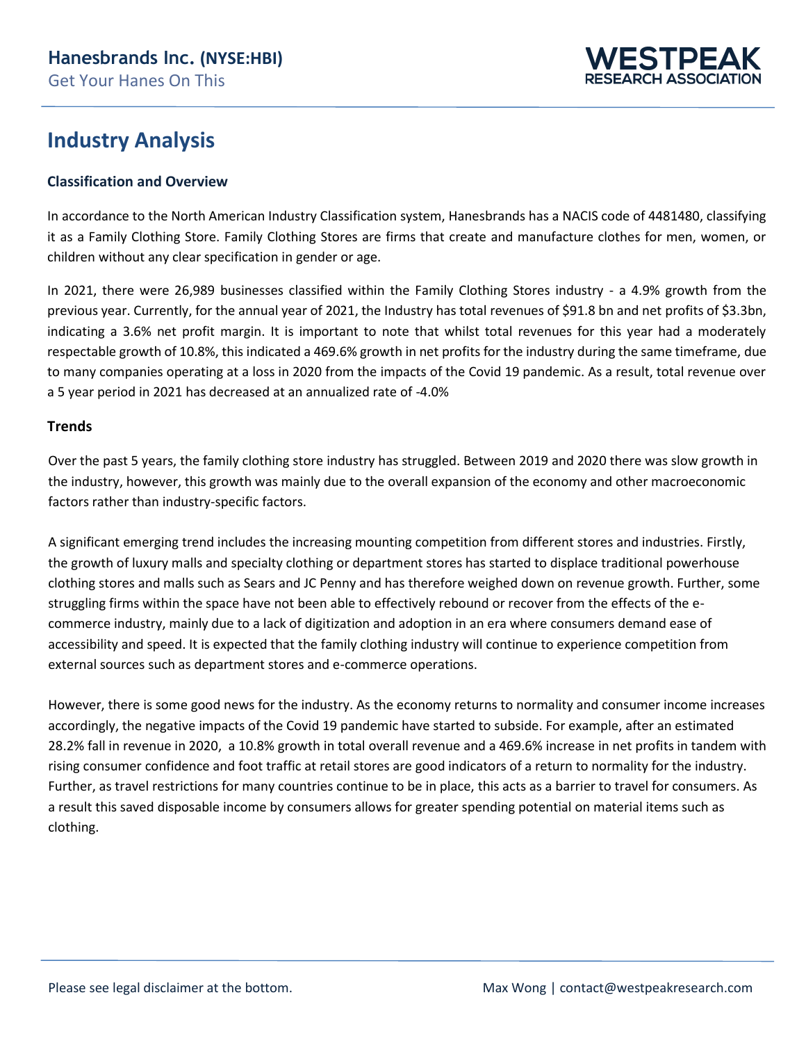# Industry Analysis

### Classification and Overview

In accordance to the North American Industry Classification system, Hanesbrands has a NACIS code of 4481480, classifying it as a Family Clothing Store. Family Clothing Stores are firms that create and manufacture clothes for men, women, or children without any clear specification in gender or age.

In 2021, there were 26,989 businesses classified within the Family Clothing Stores industry - a 4.9% growth from the previous year. Currently, for the annual year of 2021, the Industry has total revenues of $91.8 bn and net profits of $3.3bn, indicating a 3.6% net profit margin. It is important to note that whilst total revenues for this year had a moderately respectable growth of 10.8%, this indicated a 469.6% growth in net profits for the industry during the same timeframe, due to many companies operating at a loss in 2020 from the impacts of the Covid 19 pandemic. As a result, total revenue over a 5 year period in 2021 has decreased at an annualized rate of -4.0%

### Trends

Over the past 5 years, the family clothing store industry has struggled. Between 2019 and 2020 there was slow growth in the industry, however, this growth was mainly due to the overall expansion of the economy and other macroeconomic factors rather than industry-specific factors.

A significant emerging trend includes the increasing mounting competition from different stores and industries. Firstly, the growth of luxury malls and specialty clothing or department stores has started to displace traditional powerhouse clothing stores and malls such as Sears and JC Penny and has therefore weighed down on revenue growth. Further, some struggling firms within the space have not been able to effectively rebound or recover from the effects of the e-commerce industry, mainly due to a lack of digitization and adoption in an era where consumers demand ease of accessibility and speed. It is expected that the family clothing industry will continue to experience competition from external sources such as department stores and e-commerce operations.

However, there is some good news for the industry. As the economy returns to normality and consumer income increases accordingly, the negative impacts of the Covid 19 pandemic have started to subside. For example, after an estimated 28.2% fall in revenue in 2020, a 10.8% growth in total overall revenue and a 469.6% increase in net profits in tandem with rising consumer confidence and foot traffic at retail stores are good indicators of a return to normality for the industry. Further, as travel restrictions for many countries continue to be in place, this acts as a barrier to travel for consumers. As a result this saved disposable income by consumers allows for greater spending potential on material items such as clothing.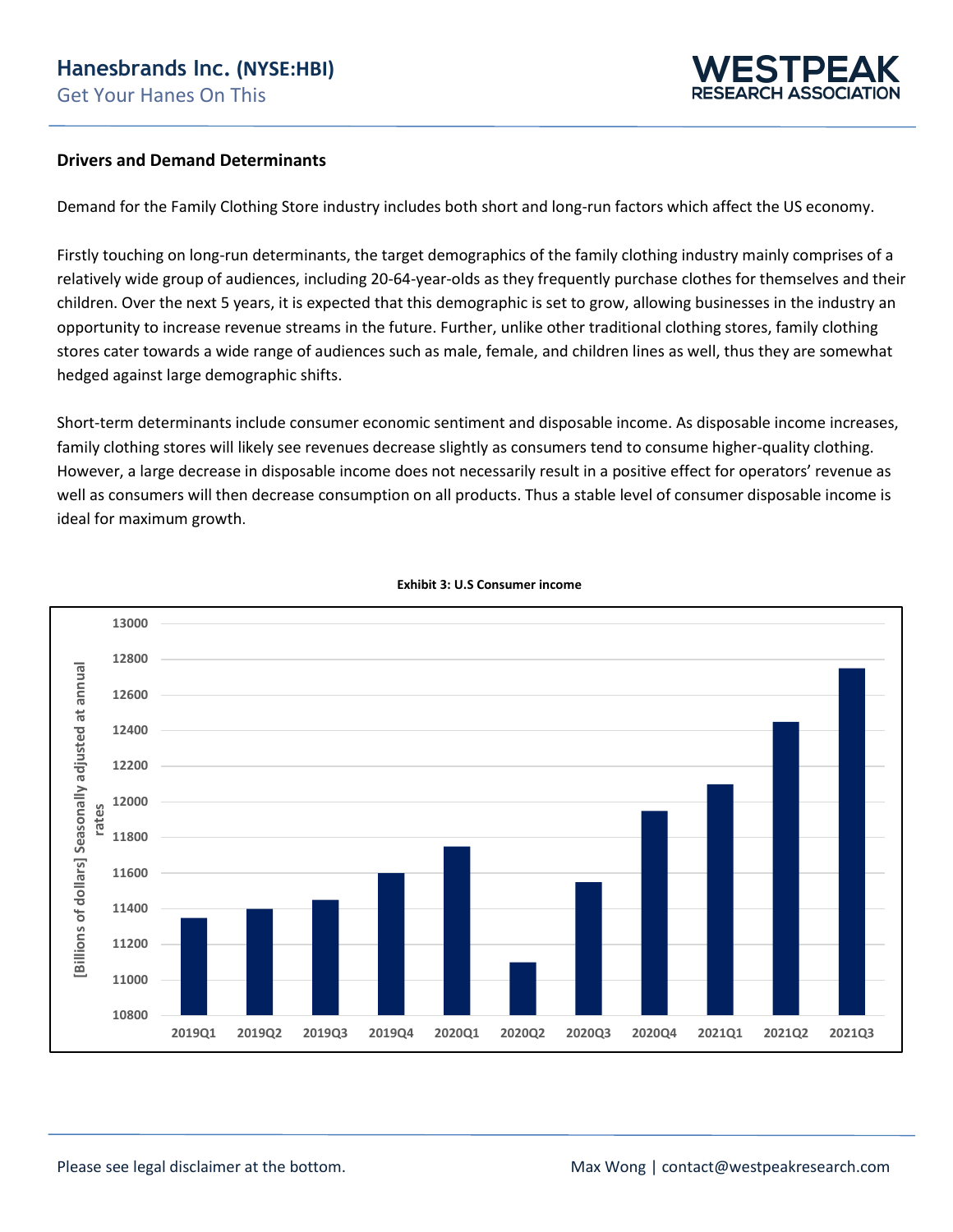### Drivers and Demand Determinants

Demand for the Family Clothing Store industry includes both short and long-run factors which affect the US economy.

Firstly touching on long-run determinants, the target demographics of the family clothing industry mainly comprises of a relatively wide group of audiences, including 20-64-year-olds as they frequently purchase clothes for themselves and their children. Over the next 5 years, it is expected that this demographic is set to grow, allowing businesses in the industry an opportunity to increase revenue streams in the future. Further, unlike other traditional clothing stores, family clothing stores cater towards a wide range of audiences such as male, female, and children lines as well, thus they are somewhat hedged against large demographic shifts.

Short-term determinants include consumer economic sentiment and disposable income. As disposable income increases, family clothing stores will likely see revenues decrease slightly as consumers tend to consume higher-quality clothing. However, a large decrease in disposable income does not necessarily result in a positive effect for operators' revenue as well as consumers will then decrease consumption on all products. Thus a stable level of consumer disposable income is ideal for maximum growth.

**Exhibit 3: U.S Consumer income**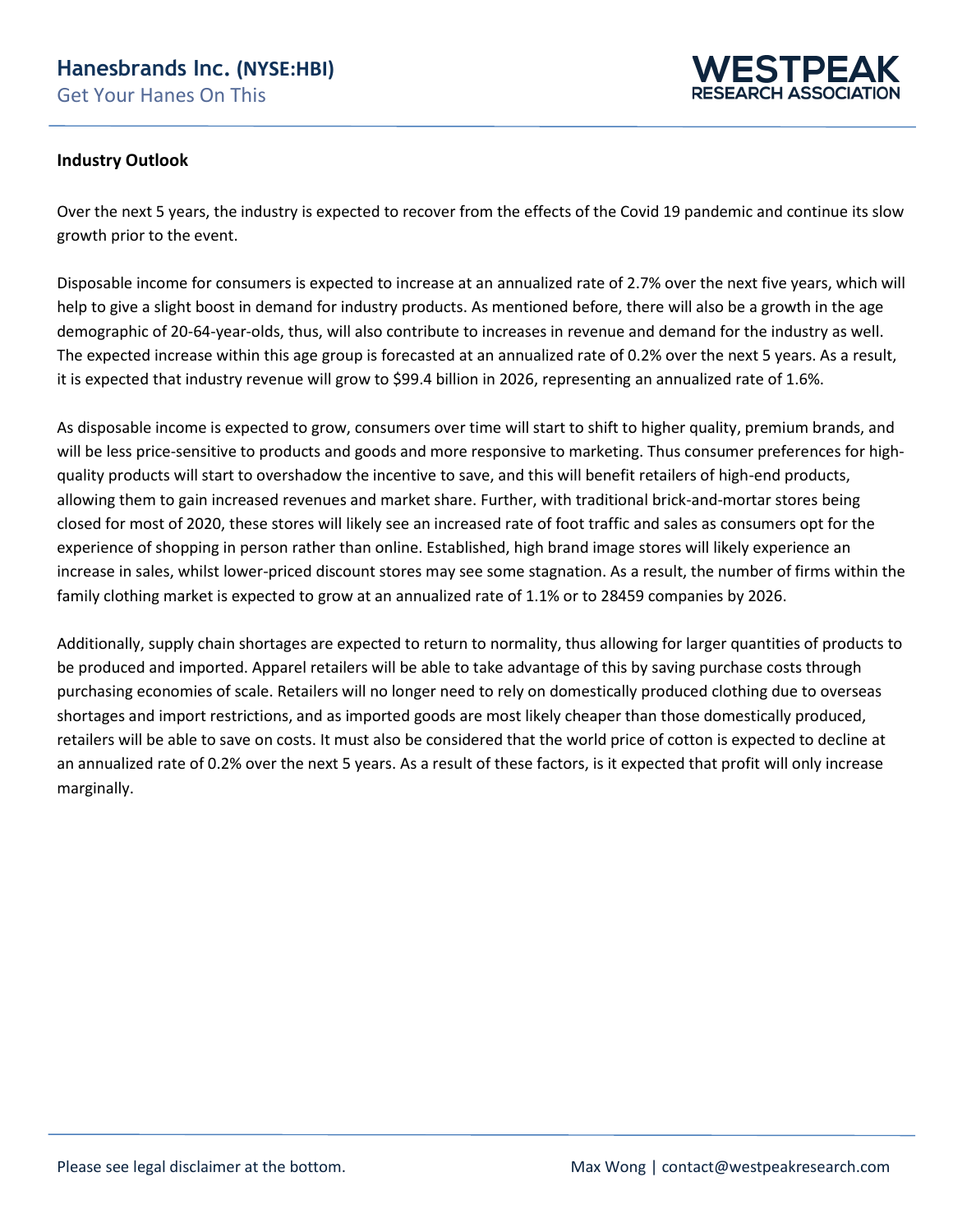**Industry Outlook**

Over the next 5 years, the industry is expected to recover from the effects of the Covid 19 pandemic and continue its slow growth prior to the event.

Disposable income for consumers is expected to increase at an annualized rate of 2.7% over the next five years, which will help to give a slight boost in demand for industry products. As mentioned before, there will also be a growth in the age demographic of 20-64-year-olds, thus, will also contribute to increases in revenue and demand for the industry as well. The expected increase within this age group is forecasted at an annualized rate of 0.2% over the next 5 years. As a result, it is expected that industry revenue will grow to $99.4 billion in 2026, representing an annualized rate of 1.6%.

As disposable income is expected to grow, consumers over time will start to shift to higher quality, premium brands, and will be less price-sensitive to products and goods and more responsive to marketing. Thus consumer preferences for high-quality products will start to overshadow the incentive to save, and this will benefit retailers of high-end products, allowing them to gain increased revenues and market share. Further, with traditional brick-and-mortar stores being closed for most of 2020, these stores will likely see an increased rate of foot traffic and sales as consumers opt for the experience of shopping in person rather than online. Established, high brand image stores will likely experience an increase in sales, whilst lower-priced discount stores may see some stagnation. As a result, the number of firms within the family clothing market is expected to grow at an annualized rate of 1.1% or to 28459 companies by 2026.

Additionally, supply chain shortages are expected to return to normality, thus allowing for larger quantities of products to be produced and imported. Apparel retailers will be able to take advantage of this by saving purchase costs through purchasing economies of scale. Retailers will no longer need to rely on domestically produced clothing due to overseas shortages and import restrictions, and as imported goods are most likely cheaper than those domestically produced, retailers will be able to save on costs. It must also be considered that the world price of cotton is expected to decline at an annualized rate of 0.2% over the next 5 years. As a result of these factors, is it expected that profit will only increase marginally.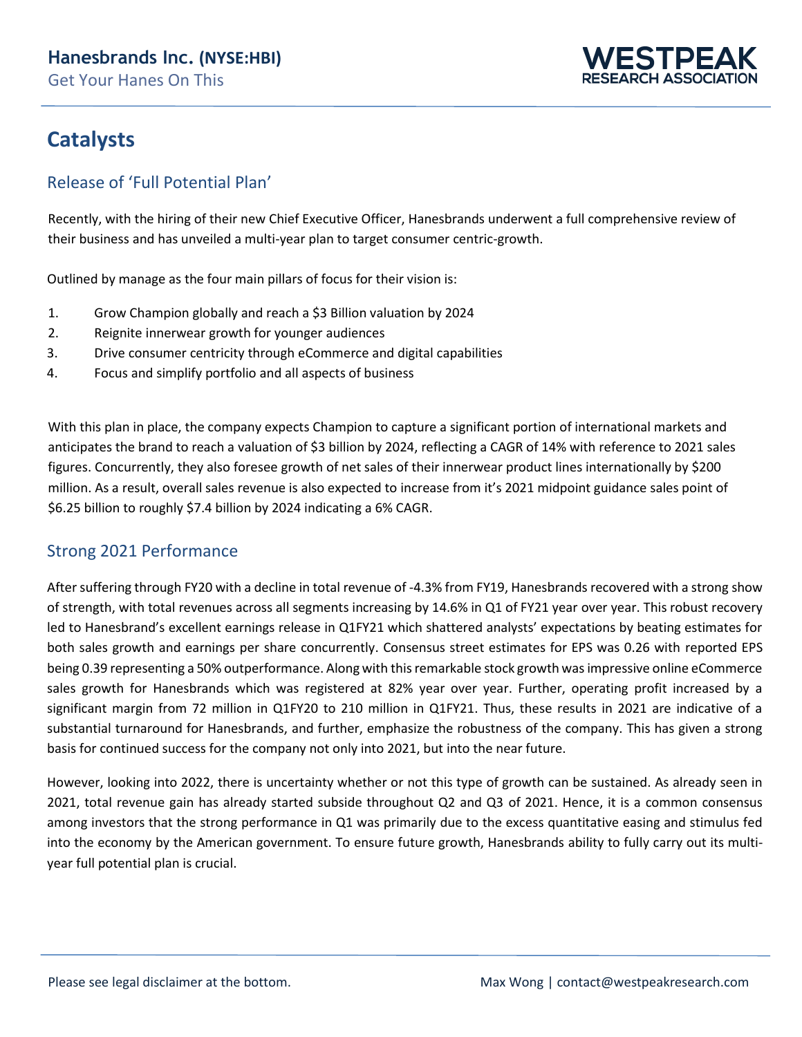# Catalysts

## Release of 'Full Potential Plan'

Recently, with the hiring of their new Chief Executive Officer, Hanesbrands underwent a full comprehensive review of their business and has unveiled a multi-year plan to target consumer centric-growth.

Outlined by manage as the four main pillars of focus for their vision is:

1. Grow Champion globally and reach a $3 Billion valuation by 2024
2. Reignite innerwear growth for younger audiences
3. Drive consumer centricity through eCommerce and digital capabilities
4. Focus and simplify portfolio and all aspects of business

With this plan in place, the company expects Champion to capture a significant portion of international markets and anticipates the brand to reach a valuation of $3 billion by 2024, reflecting a CAGR of 14% with reference to 2021 sales figures. Concurrently, they also foresee growth of net sales of their innerwear product lines internationally by $200 million. As a result, overall sales revenue is also expected to increase from it's 2021 midpoint guidance sales point of $6.25 billion to roughly $7.4 billion by 2024 indicating a 6% CAGR.

## Strong 2021 Performance

After suffering through FY20 with a decline in total revenue of -4.3% from FY19, Hanesbrands recovered with a strong show of strength, with total revenues across all segments increasing by 14.6% in Q1 of FY21 year over year. This robust recovery led to Hanesbrand's excellent earnings release in Q1FY21 which shattered analysts' expectations by beating estimates for both sales growth and earnings per share concurrently. Consensus street estimates for EPS was 0.26 with reported EPS being 0.39 representing a 50% outperformance. Along with this remarkable stock growth was impressive online eCommerce sales growth for Hanesbrands which was registered at 82% year over year. Further, operating profit increased by a significant margin from 72 million in Q1FY20 to 210 million in Q1FY21. Thus, these results in 2021 are indicative of a substantial turnaround for Hanesbrands, and further, emphasize the robustness of the company. This has given a strong basis for continued success for the company not only into 2021, but into the near future.

However, looking into 2022, there is uncertainty whether or not this type of growth can be sustained. As already seen in 2021, total revenue gain has already started subside throughout Q2 and Q3 of 2021. Hence, it is a common consensus among investors that the strong performance in Q1 was primarily due to the excess quantitative easing and stimulus fed into the economy by the American government. To ensure future growth, Hanesbrands ability to fully carry out its multi-year full potential plan is crucial.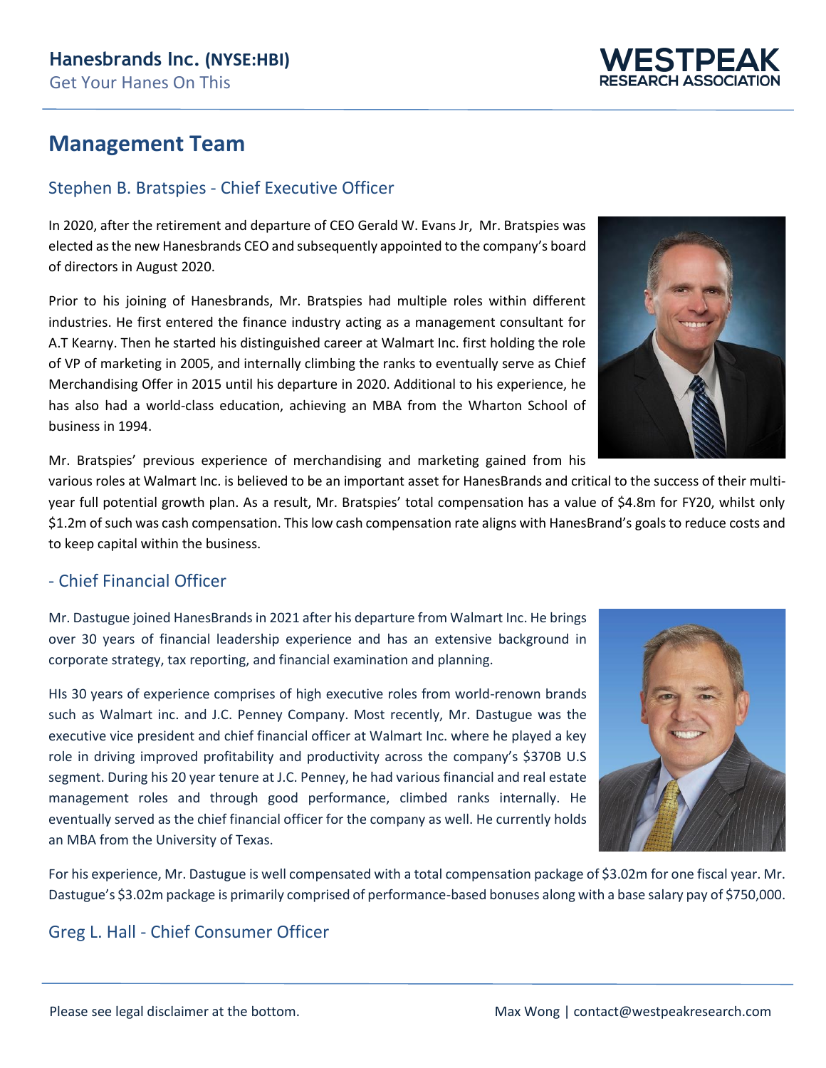## Management Team

### Stephen B. Bratspies - Chief Executive Officer

In 2020, after the retirement and departure of CEO Gerald W. Evans Jr, Mr. Bratspies was elected as the new Hanesbrands CEO and subsequently appointed to the company's board of directors in August 2020.

Prior to his joining of Hanesbrands, Mr. Bratspies had multiple roles within different industries. He first entered the finance industry acting as a management consultant for A.T Kearny. Then he started his distinguished career at Walmart Inc. first holding the role of VP of marketing in 2005, and internally climbing the ranks to eventually serve as Chief Merchandising Offer in 2015 until his departure in 2020. Additional to his experience, he has also had a world-class education, achieving an MBA from the Wharton School of business in 1994.

Mr. Bratspies' previous experience of merchandising and marketing gained from his various roles at Walmart Inc. is believed to be an important asset for HanesBrands and critical to the success of their multi-year full potential growth plan. As a result, Mr. Bratspies' total compensation has a value of $4.8m for FY20, whilst only $1.2m of such was cash compensation. This low cash compensation rate aligns with HanesBrand's goals to reduce costs and to keep capital within the business.

### - Chief Financial Officer

Mr. Dastugue joined HanesBrands in 2021 after his departure from Walmart Inc. He brings over 30 years of financial leadership experience and has an extensive background in corporate strategy, tax reporting, and financial examination and planning.

HIs 30 years of experience comprises of high executive roles from world-renown brands such as Walmart inc. and J.C. Penney Company. Most recently, Mr. Dastugue was the executive vice president and chief financial officer at Walmart Inc. where he played a key role in driving improved profitability and productivity across the company's $370B U.S segment. During his 20 year tenure at J.C. Penney, he had various financial and real estate management roles and through good performance, climbed ranks internally. He eventually served as the chief financial officer for the company as well. He currently holds an MBA from the University of Texas.

For his experience, Mr. Dastugue is well compensated with a total compensation package of $3.02m for one fiscal year. Mr. Dastugue's $3.02m package is primarily comprised of performance-based bonuses along with a base salary pay of $750,000.

### Greg L. Hall - Chief Consumer Officer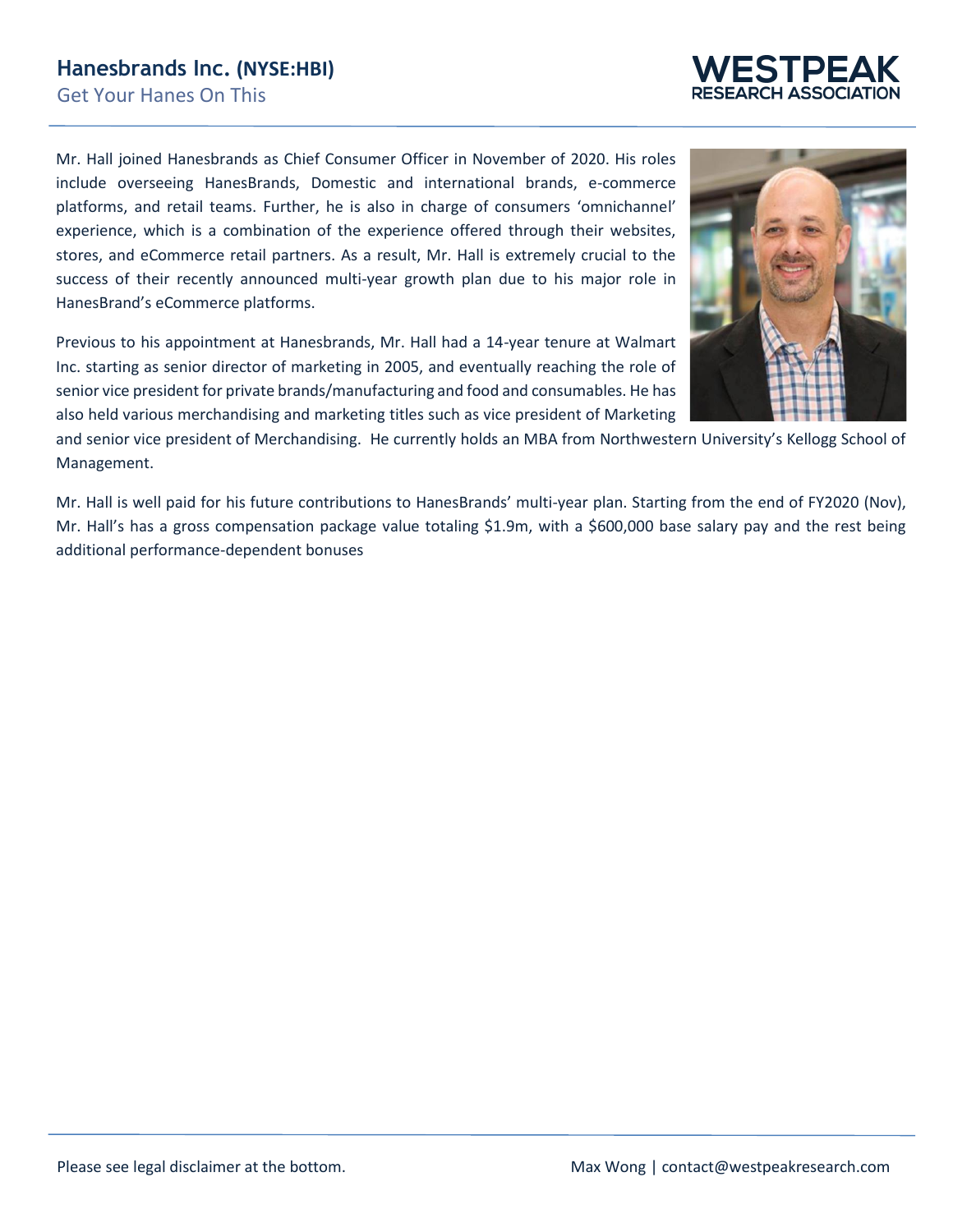Mr. Hall joined Hanesbrands as Chief Consumer Officer in November of 2020. His roles include overseeing HanesBrands, Domestic and international brands, e-commerce platforms, and retail teams. Further, he is also in charge of consumers 'omnichannel' experience, which is a combination of the experience offered through their websites, stores, and eCommerce retail partners. As a result, Mr. Hall is extremely crucial to the success of their recently announced multi-year growth plan due to his major role in HanesBrand's eCommerce platforms.

Previous to his appointment at Hanesbrands, Mr. Hall had a 14-year tenure at Walmart Inc. starting as senior director of marketing in 2005, and eventually reaching the role of senior vice president for private brands/manufacturing and food and consumables. He has also held various merchandising and marketing titles such as vice president of Marketing and senior vice president of Merchandising. He currently holds an MBA from Northwestern University's Kellogg School of Management.

Mr. Hall is well paid for his future contributions to HanesBrands' multi-year plan. Starting from the end of FY2020 (Nov), Mr. Hall's has a gross compensation package value totaling $1.9m, with a $600,000 base salary pay and the rest being additional performance-dependent bonuses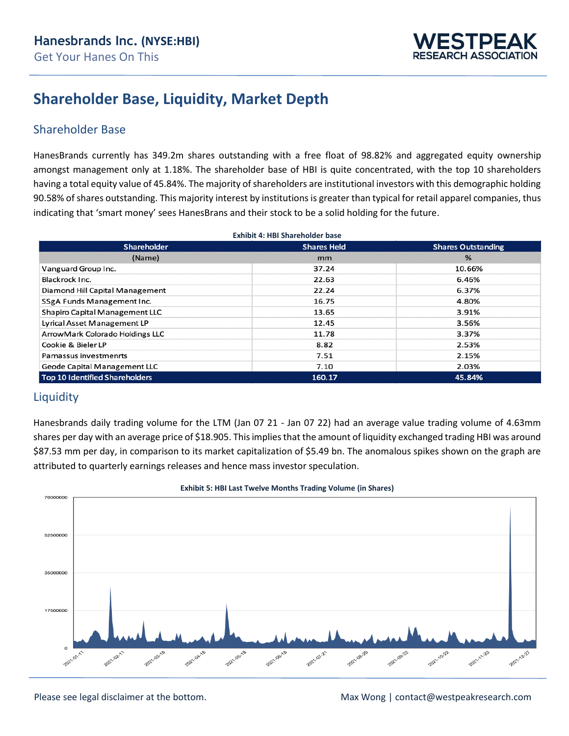# Hanesbrands Inc. (NYSE:HBI)

Get Your Hanes On This

## Shareholder Base, Liquidity, Market Depth

### Shareholder Base

HanesBrands currently has 349.2m shares outstanding with a free float of 98.82% and aggregated equity ownership amongst management only at 1.18%. The shareholder base of HBI is quite concentrated, with the top 10 shareholders having a total equity value of 45.84%. The majority of shareholders are institutional investors with this demographic holding 90.58% of shares outstanding. This majority interest by institutions is greater than typical for retail apparel companies, thus indicating that 'smart money' sees HanesBrans and their stock to be a solid holding for the future.

**Exhibit 4: HBI Shareholder base**

| Shareholder | Shares Held | Shares Outstanding |
|---|---|---|
| (Name) | mm | % |
| Vanguard Group Inc. | 37.24 | 10.66% |
| Blackrock Inc. | 22.63 | 6.46% |
| Diamond Hill Capital Management | 22.24 | 6.37% |
| SSgA Funds Management Inc. | 16.75 | 4.80% |
| Shapiro Capital Management LLC | 13.65 | 3.91% |
| Lyrical Asset Management LP | 12.45 | 3.56% |
| ArrowMark Colorado Holdings LLC | 11.78 | 3.37% |
| Cookie & Bieler LP | 8.82 | 2.53% |
| Parnassus investmenrts | 7.51 | 2.15% |
| Geode Capital Management LLC | 7.10 | 2.03% |
| **Top 10 Identified Shareholders** | **160.17** | **45.84%** |

### Liquidity

Hanesbrands daily trading volume for the LTM (Jan 07 21 - Jan 07 22) had an average value trading volume of 4.63mm shares per day with an average price of $18.905. This implies that the amount of liquidity exchanged trading HBI was around $87.53 mm per day, in comparison to its market capitalization of $5.49 bn. The anomalous spikes shown on the graph are attributed to quarterly earnings releases and hence mass investor speculation.

**Exhibit 5: HBI Last Twelve Months Trading Volume (in Shares)**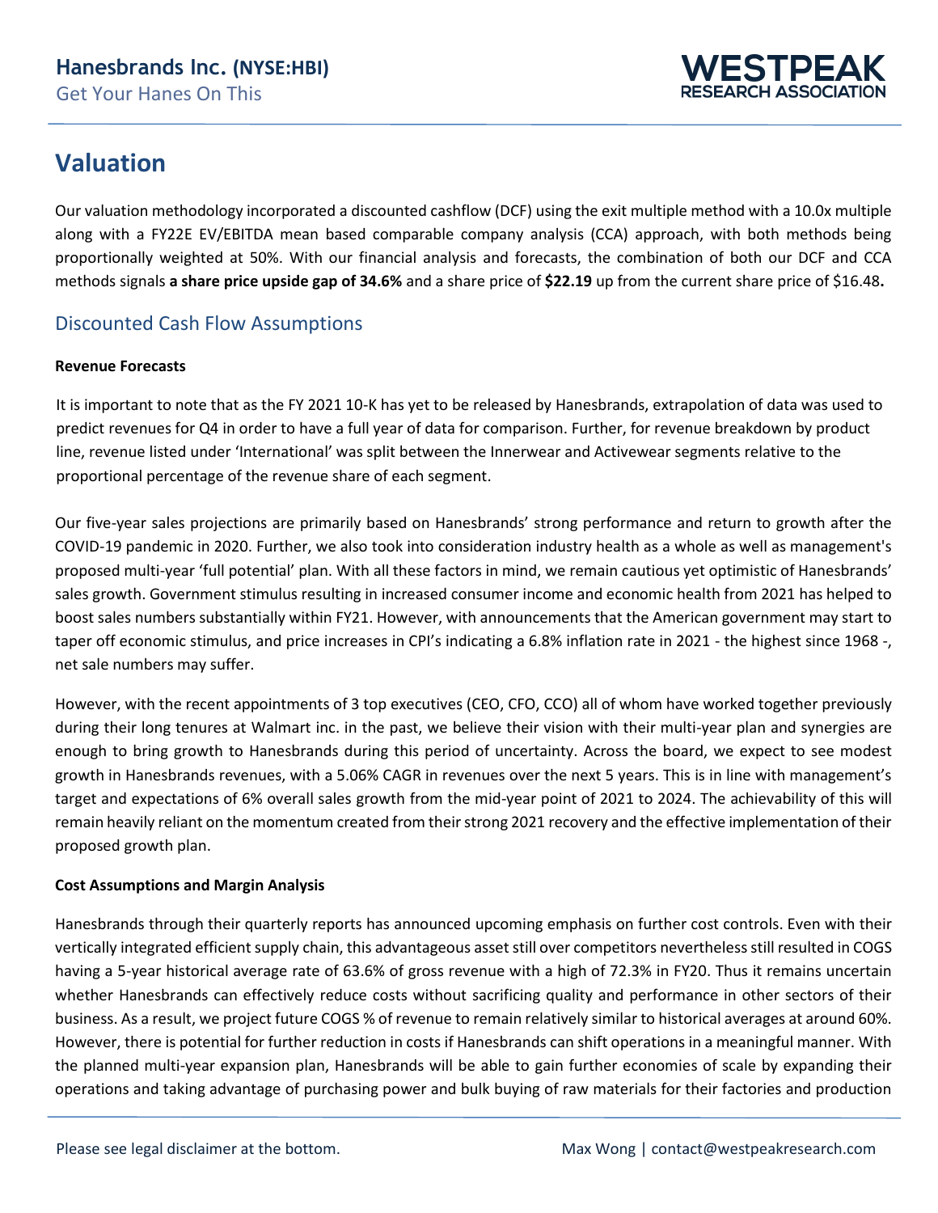## Valuation

Our valuation methodology incorporated a discounted cashflow (DCF) using the exit multiple method with a 10.0x multiple along with a FY22E EV/EBITDA mean based comparable company analysis (CCA) approach, with both methods being proportionally weighted at 50%. With our financial analysis and forecasts, the combination of both our DCF and CCA methods signals **a share price upside gap of 34.6%** and a share price of **$22.19** up from the current share price of $16.48**.**

### Discounted Cash Flow Assumptions

**Revenue Forecasts**

It is important to note that as the FY 2021 10-K has yet to be released by Hanesbrands, extrapolation of data was used to predict revenues for Q4 in order to have a full year of data for comparison. Further, for revenue breakdown by product line, revenue listed under 'International' was split between the Innerwear and Activewear segments relative to the proportional percentage of the revenue share of each segment.

Our five-year sales projections are primarily based on Hanesbrands' strong performance and return to growth after the COVID-19 pandemic in 2020. Further, we also took into consideration industry health as a whole as well as management's proposed multi-year 'full potential' plan. With all these factors in mind, we remain cautious yet optimistic of Hanesbrands' sales growth. Government stimulus resulting in increased consumer income and economic health from 2021 has helped to boost sales numbers substantially within FY21. However, with announcements that the American government may start to taper off economic stimulus, and price increases in CPI's indicating a 6.8% inflation rate in 2021 - the highest since 1968 -, net sale numbers may suffer.

However, with the recent appointments of 3 top executives (CEO, CFO, CCO) all of whom have worked together previously during their long tenures at Walmart inc. in the past, we believe their vision with their multi-year plan and synergies are enough to bring growth to Hanesbrands during this period of uncertainty. Across the board, we expect to see modest growth in Hanesbrands revenues, with a 5.06% CAGR in revenues over the next 5 years. This is in line with management's target and expectations of 6% overall sales growth from the mid-year point of 2021 to 2024. The achievability of this will remain heavily reliant on the momentum created from their strong 2021 recovery and the effective implementation of their proposed growth plan.

**Cost Assumptions and Margin Analysis**

Hanesbrands through their quarterly reports has announced upcoming emphasis on further cost controls. Even with their vertically integrated efficient supply chain, this advantageous asset still over competitors nevertheless still resulted in COGS having a 5-year historical average rate of 63.6% of gross revenue with a high of 72.3% in FY20. Thus it remains uncertain whether Hanesbrands can effectively reduce costs without sacrificing quality and performance in other sectors of their business. As a result, we project future COGS % of revenue to remain relatively similar to historical averages at around 60%. However, there is potential for further reduction in costs if Hanesbrands can shift operations in a meaningful manner. With the planned multi-year expansion plan, Hanesbrands will be able to gain further economies of scale by expanding their operations and taking advantage of purchasing power and bulk buying of raw materials for their factories and production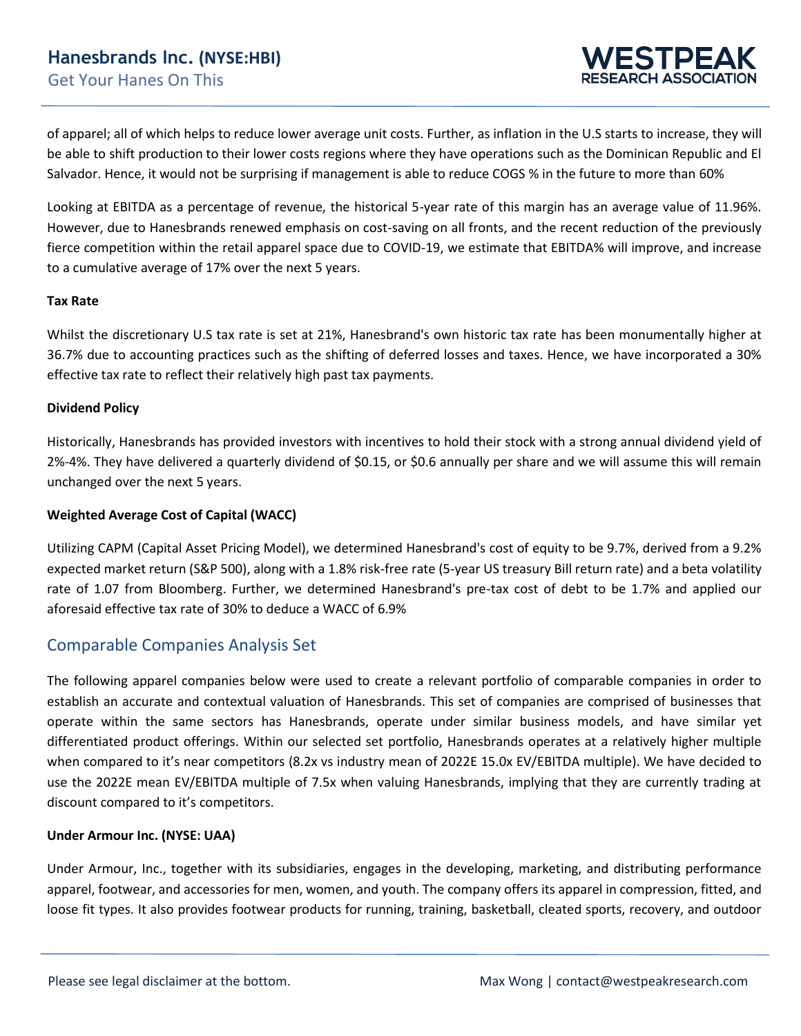of apparel; all of which helps to reduce lower average unit costs. Further, as inflation in the U.S starts to increase, they will be able to shift production to their lower costs regions where they have operations such as the Dominican Republic and El Salvador. Hence, it would not be surprising if management is able to reduce COGS % in the future to more than 60%

Looking at EBITDA as a percentage of revenue, the historical 5-year rate of this margin has an average value of 11.96%. However, due to Hanesbrands renewed emphasis on cost-saving on all fronts, and the recent reduction of the previously fierce competition within the retail apparel space due to COVID-19, we estimate that EBITDA% will improve, and increase to a cumulative average of 17% over the next 5 years.

**Tax Rate**

Whilst the discretionary U.S tax rate is set at 21%, Hanesbrand's own historic tax rate has been monumentally higher at 36.7% due to accounting practices such as the shifting of deferred losses and taxes. Hence, we have incorporated a 30% effective tax rate to reflect their relatively high past tax payments.

**Dividend Policy**

Historically, Hanesbrands has provided investors with incentives to hold their stock with a strong annual dividend yield of 2%-4%. They have delivered a quarterly dividend of $0.15, or $0.6 annually per share and we will assume this will remain unchanged over the next 5 years.

**Weighted Average Cost of Capital (WACC)**

Utilizing CAPM (Capital Asset Pricing Model), we determined Hanesbrand's cost of equity to be 9.7%, derived from a 9.2% expected market return (S&P 500), along with a 1.8% risk-free rate (5-year US treasury Bill return rate) and a beta volatility rate of 1.07 from Bloomberg. Further, we determined Hanesbrand's pre-tax cost of debt to be 1.7% and applied our aforesaid effective tax rate of 30% to deduce a WACC of 6.9%

## Comparable Companies Analysis Set

The following apparel companies below were used to create a relevant portfolio of comparable companies in order to establish an accurate and contextual valuation of Hanesbrands. This set of companies are comprised of businesses that operate within the same sectors has Hanesbrands, operate under similar business models, and have similar yet differentiated product offerings. Within our selected set portfolio, Hanesbrands operates at a relatively higher multiple when compared to it's near competitors (8.2x vs industry mean of 2022E 15.0x EV/EBITDA multiple). We have decided to use the 2022E mean EV/EBITDA multiple of 7.5x when valuing Hanesbrands, implying that they are currently trading at discount compared to it's competitors.

**Under Armour Inc. (NYSE: UAA)**

Under Armour, Inc., together with its subsidiaries, engages in the developing, marketing, and distributing performance apparel, footwear, and accessories for men, women, and youth. The company offers its apparel in compression, fitted, and loose fit types. It also provides footwear products for running, training, basketball, cleated sports, recovery, and outdoor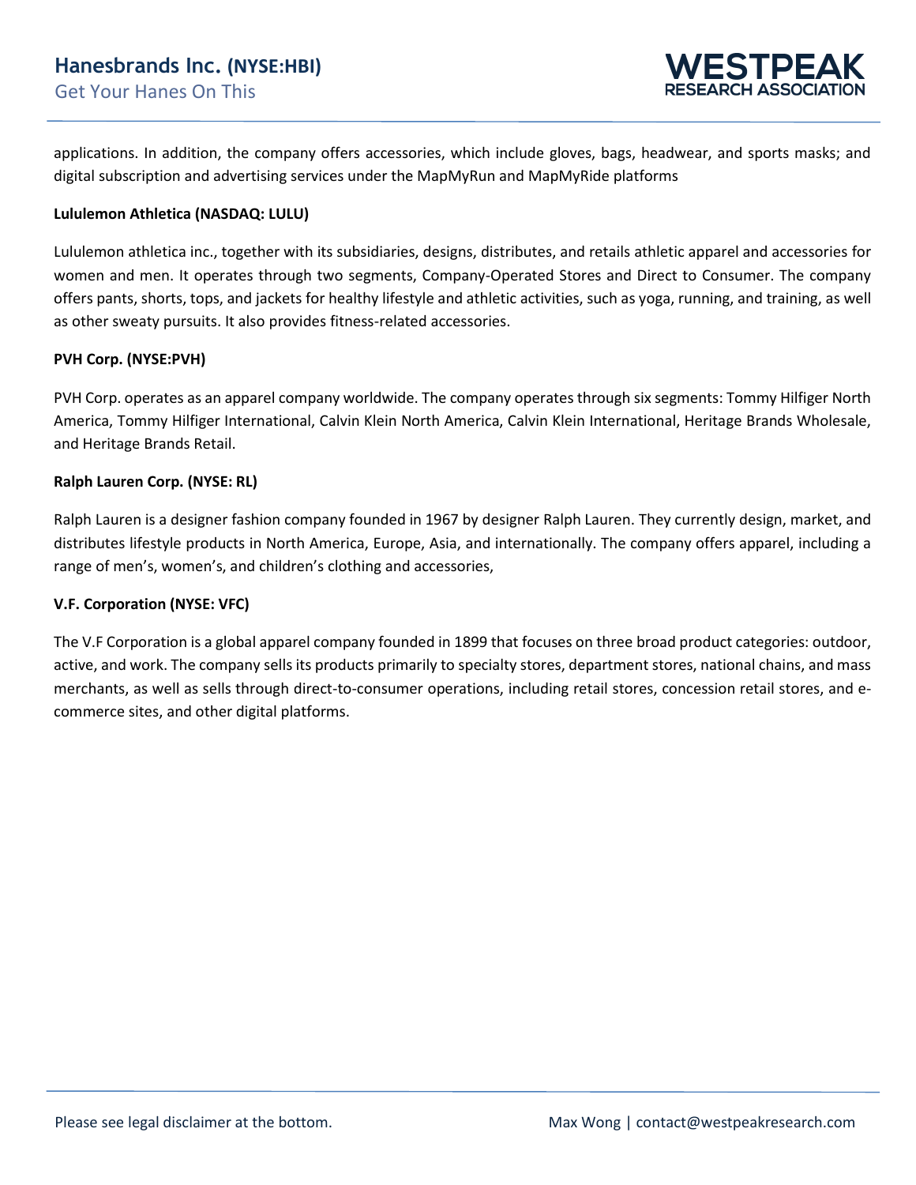applications. In addition, the company offers accessories, which include gloves, bags, headwear, and sports masks; and digital subscription and advertising services under the MapMyRun and MapMyRide platforms

**Lululemon Athletica (NASDAQ: LULU)**

Lululemon athletica inc., together with its subsidiaries, designs, distributes, and retails athletic apparel and accessories for women and men. It operates through two segments, Company-Operated Stores and Direct to Consumer. The company offers pants, shorts, tops, and jackets for healthy lifestyle and athletic activities, such as yoga, running, and training, as well as other sweaty pursuits. It also provides fitness-related accessories.

**PVH Corp. (NYSE:PVH)**

PVH Corp. operates as an apparel company worldwide. The company operates through six segments: Tommy Hilfiger North America, Tommy Hilfiger International, Calvin Klein North America, Calvin Klein International, Heritage Brands Wholesale, and Heritage Brands Retail.

**Ralph Lauren Corp. (NYSE: RL)**

Ralph Lauren is a designer fashion company founded in 1967 by designer Ralph Lauren. They currently design, market, and distributes lifestyle products in North America, Europe, Asia, and internationally. The company offers apparel, including a range of men's, women's, and children's clothing and accessories,

**V.F. Corporation (NYSE: VFC)**

The V.F Corporation is a global apparel company founded in 1899 that focuses on three broad product categories: outdoor, active, and work. The company sells its products primarily to specialty stores, department stores, national chains, and mass merchants, as well as sells through direct-to-consumer operations, including retail stores, concession retail stores, and e-commerce sites, and other digital platforms.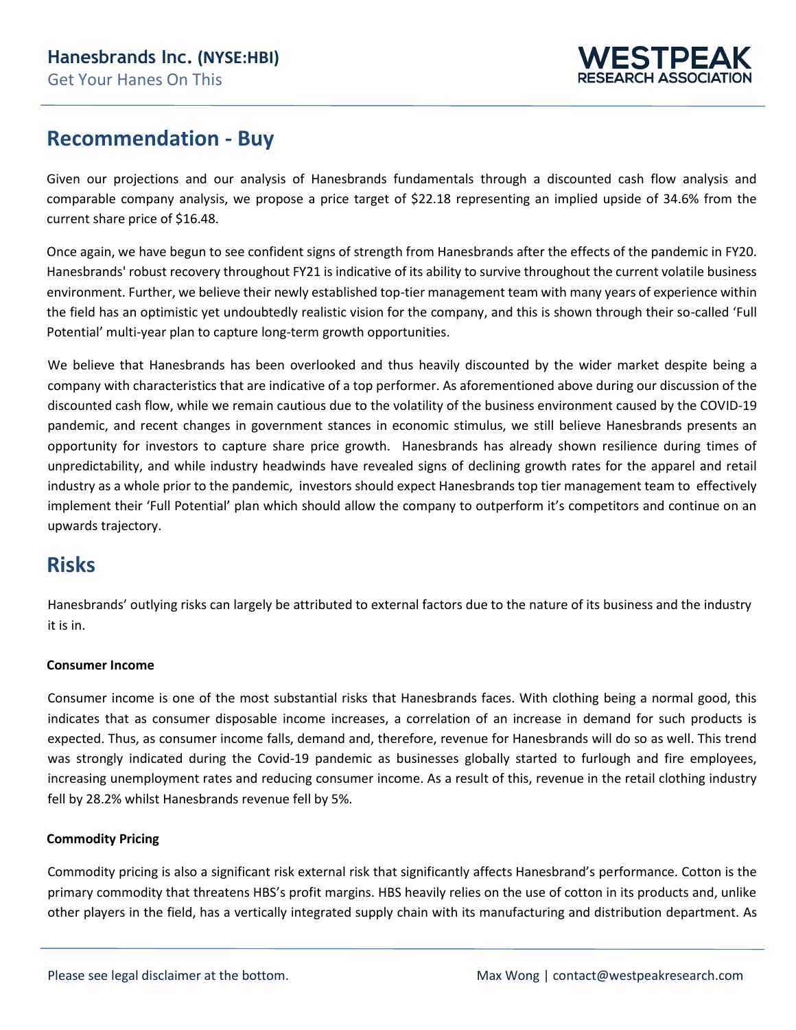## Recommendation - Buy

Given our projections and our analysis of Hanesbrands fundamentals through a discounted cash flow analysis and comparable company analysis, we propose a price target of $22.18 representing an implied upside of 34.6% from the current share price of $16.48.

Once again, we have begun to see confident signs of strength from Hanesbrands after the effects of the pandemic in FY20. Hanesbrands' robust recovery throughout FY21 is indicative of its ability to survive throughout the current volatile business environment. Further, we believe their newly established top-tier management team with many years of experience within the field has an optimistic yet undoubtedly realistic vision for the company, and this is shown through their so-called 'Full Potential' multi-year plan to capture long-term growth opportunities.

We believe that Hanesbrands has been overlooked and thus heavily discounted by the wider market despite being a company with characteristics that are indicative of a top performer. As aforementioned above during our discussion of the discounted cash flow, while we remain cautious due to the volatility of the business environment caused by the COVID-19 pandemic, and recent changes in government stances in economic stimulus, we still believe Hanesbrands presents an opportunity for investors to capture share price growth. Hanesbrands has already shown resilience during times of unpredictability, and while industry headwinds have revealed signs of declining growth rates for the apparel and retail industry as a whole prior to the pandemic, investors should expect Hanesbrands top tier management team to effectively implement their 'Full Potential' plan which should allow the company to outperform it's competitors and continue on an upwards trajectory.

## Risks

Hanesbrands' outlying risks can largely be attributed to external factors due to the nature of its business and the industry it is in.

#### Consumer Income

Consumer income is one of the most substantial risks that Hanesbrands faces. With clothing being a normal good, this indicates that as consumer disposable income increases, a correlation of an increase in demand for such products is expected. Thus, as consumer income falls, demand and, therefore, revenue for Hanesbrands will do so as well. This trend was strongly indicated during the Covid-19 pandemic as businesses globally started to furlough and fire employees, increasing unemployment rates and reducing consumer income. As a result of this, revenue in the retail clothing industry fell by 28.2% whilst Hanesbrands revenue fell by 5%.

#### Commodity Pricing

Commodity pricing is also a significant risk external risk that significantly affects Hanesbrand's performance. Cotton is the primary commodity that threatens HBS's profit margins. HBS heavily relies on the use of cotton in its products and, unlike other players in the field, has a vertically integrated supply chain with its manufacturing and distribution department. As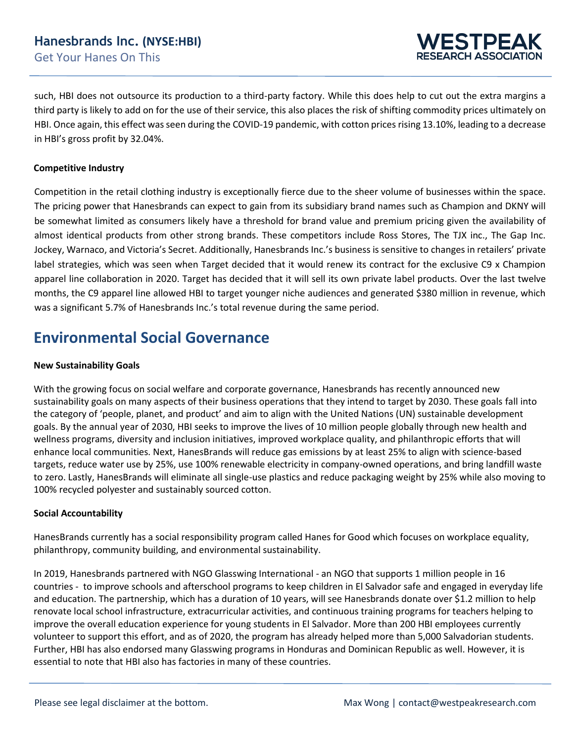such, HBI does not outsource its production to a third-party factory. While this does help to cut out the extra margins a third party is likely to add on for the use of their service, this also places the risk of shifting commodity prices ultimately on HBI. Once again, this effect was seen during the COVID-19 pandemic, with cotton prices rising 13.10%, leading to a decrease in HBI's gross profit by 32.04%.

**Competitive Industry**

Competition in the retail clothing industry is exceptionally fierce due to the sheer volume of businesses within the space. The pricing power that Hanesbrands can expect to gain from its subsidiary brand names such as Champion and DKNY will be somewhat limited as consumers likely have a threshold for brand value and premium pricing given the availability of almost identical products from other strong brands. These competitors include Ross Stores, The TJX inc., The Gap Inc. Jockey, Warnaco, and Victoria's Secret. Additionally, Hanesbrands Inc.'s business is sensitive to changes in retailers' private label strategies, which was seen when Target decided that it would renew its contract for the exclusive C9 x Champion apparel line collaboration in 2020. Target has decided that it will sell its own private label products. Over the last twelve months, the C9 apparel line allowed HBI to target younger niche audiences and generated $380 million in revenue, which was a significant 5.7% of Hanesbrands Inc.'s total revenue during the same period.

## Environmental Social Governance

**New Sustainability Goals**

With the growing focus on social welfare and corporate governance, Hanesbrands has recently announced new sustainability goals on many aspects of their business operations that they intend to target by 2030. These goals fall into the category of 'people, planet, and product' and aim to align with the United Nations (UN) sustainable development goals. By the annual year of 2030, HBI seeks to improve the lives of 10 million people globally through new health and wellness programs, diversity and inclusion initiatives, improved workplace quality, and philanthropic efforts that will enhance local communities. Next, HanesBrands will reduce gas emissions by at least 25% to align with science-based targets, reduce water use by 25%, use 100% renewable electricity in company-owned operations, and bring landfill waste to zero. Lastly, HanesBrands will eliminate all single-use plastics and reduce packaging weight by 25% while also moving to 100% recycled polyester and sustainably sourced cotton.

**Social Accountability**

HanesBrands currently has a social responsibility program called Hanes for Good which focuses on workplace equality, philanthropy, community building, and environmental sustainability.

In 2019, Hanesbrands partnered with NGO Glasswing International - an NGO that supports 1 million people in 16 countries - to improve schools and afterschool programs to keep children in El Salvador safe and engaged in everyday life and education. The partnership, which has a duration of 10 years, will see Hanesbrands donate over $1.2 million to help renovate local school infrastructure, extracurricular activities, and continuous training programs for teachers helping to improve the overall education experience for young students in El Salvador. More than 200 HBI employees currently volunteer to support this effort, and as of 2020, the program has already helped more than 5,000 Salvadorian students. Further, HBI has also endorsed many Glasswing programs in Honduras and Dominican Republic as well. However, it is essential to note that HBI also has factories in many of these countries.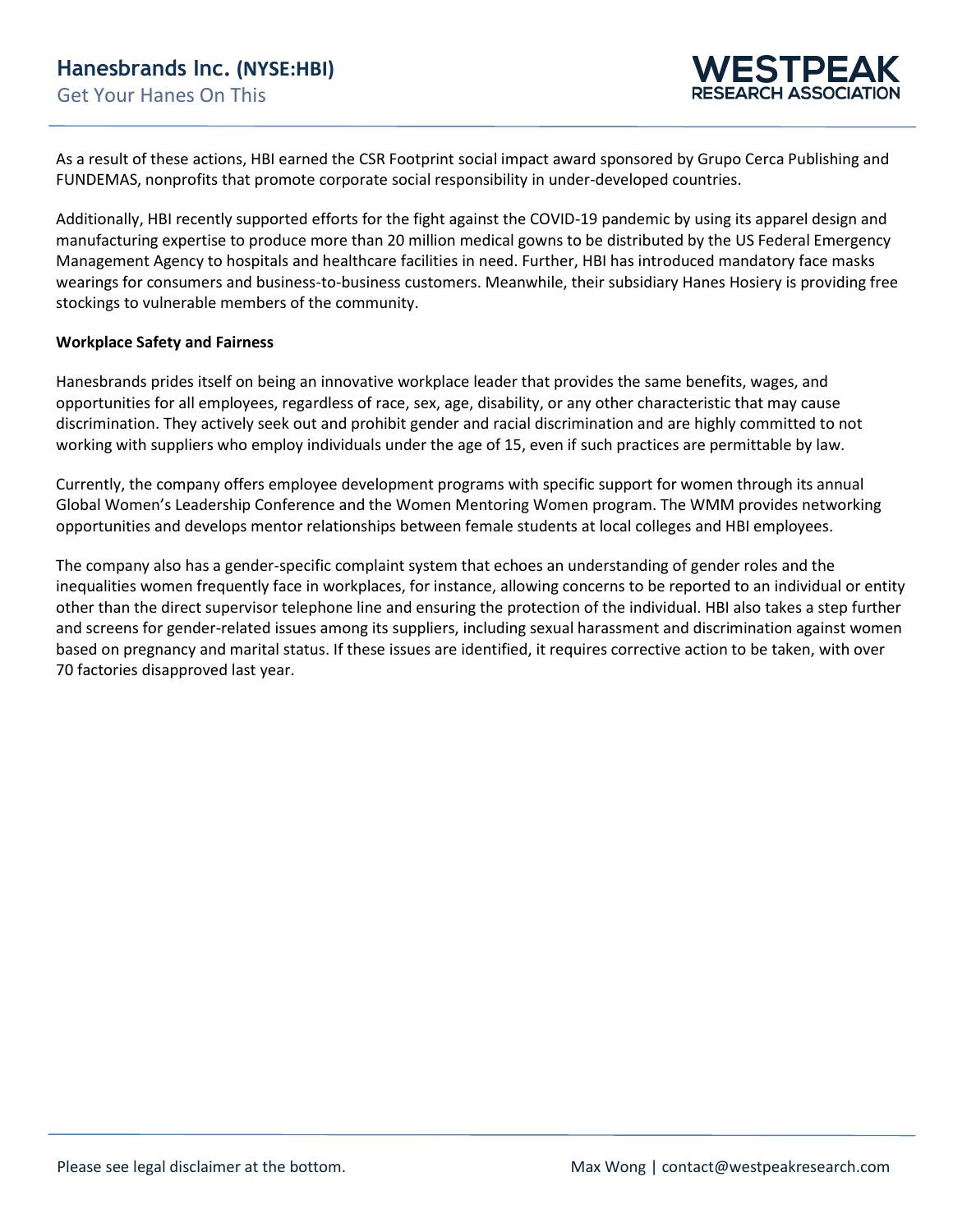As a result of these actions, HBI earned the CSR Footprint social impact award sponsored by Grupo Cerca Publishing and FUNDEMAS, nonprofits that promote corporate social responsibility in under-developed countries.

Additionally, HBI recently supported efforts for the fight against the COVID-19 pandemic by using its apparel design and manufacturing expertise to produce more than 20 million medical gowns to be distributed by the US Federal Emergency Management Agency to hospitals and healthcare facilities in need. Further, HBI has introduced mandatory face masks wearings for consumers and business-to-business customers. Meanwhile, their subsidiary Hanes Hosiery is providing free stockings to vulnerable members of the community.

**Workplace Safety and Fairness**

Hanesbrands prides itself on being an innovative workplace leader that provides the same benefits, wages, and opportunities for all employees, regardless of race, sex, age, disability, or any other characteristic that may cause discrimination. They actively seek out and prohibit gender and racial discrimination and are highly committed to not working with suppliers who employ individuals under the age of 15, even if such practices are permittable by law.

Currently, the company offers employee development programs with specific support for women through its annual Global Women's Leadership Conference and the Women Mentoring Women program. The WMM provides networking opportunities and develops mentor relationships between female students at local colleges and HBI employees.

The company also has a gender-specific complaint system that echoes an understanding of gender roles and the inequalities women frequently face in workplaces, for instance, allowing concerns to be reported to an individual or entity other than the direct supervisor telephone line and ensuring the protection of the individual. HBI also takes a step further and screens for gender-related issues among its suppliers, including sexual harassment and discrimination against women based on pregnancy and marital status. If these issues are identified, it requires corrective action to be taken, with over 70 factories disapproved last year.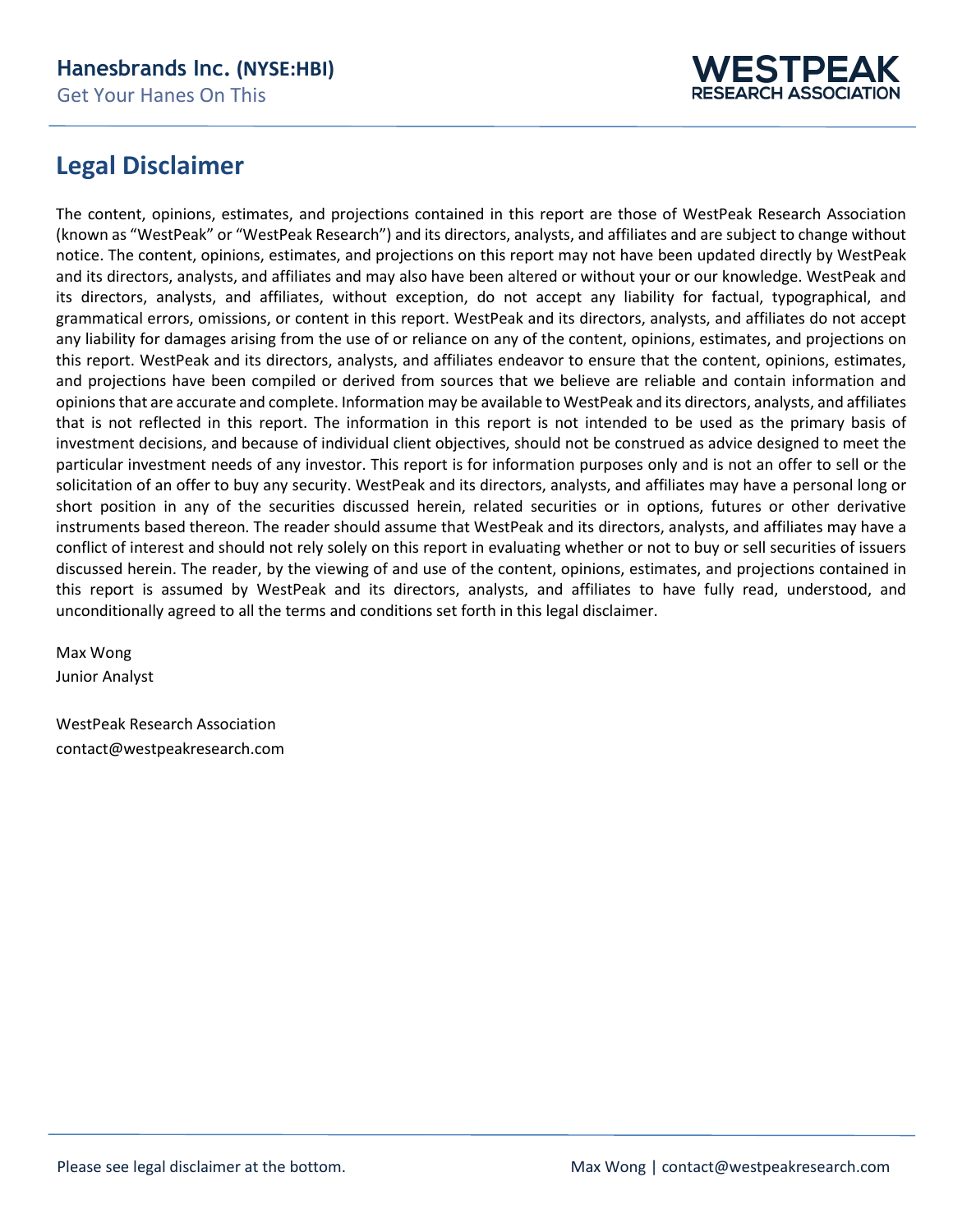## Legal Disclaimer

The content, opinions, estimates, and projections contained in this report are those of WestPeak Research Association (known as "WestPeak" or "WestPeak Research") and its directors, analysts, and affiliates and are subject to change without notice. The content, opinions, estimates, and projections on this report may not have been updated directly by WestPeak and its directors, analysts, and affiliates and may also have been altered or without your or our knowledge. WestPeak and its directors, analysts, and affiliates, without exception, do not accept any liability for factual, typographical, and grammatical errors, omissions, or content in this report. WestPeak and its directors, analysts, and affiliates do not accept any liability for damages arising from the use of or reliance on any of the content, opinions, estimates, and projections on this report. WestPeak and its directors, analysts, and affiliates endeavor to ensure that the content, opinions, estimates, and projections have been compiled or derived from sources that we believe are reliable and contain information and opinions that are accurate and complete. Information may be available to WestPeak and its directors, analysts, and affiliates that is not reflected in this report. The information in this report is not intended to be used as the primary basis of investment decisions, and because of individual client objectives, should not be construed as advice designed to meet the particular investment needs of any investor. This report is for information purposes only and is not an offer to sell or the solicitation of an offer to buy any security. WestPeak and its directors, analysts, and affiliates may have a personal long or short position in any of the securities discussed herein, related securities or in options, futures or other derivative instruments based thereon. The reader should assume that WestPeak and its directors, analysts, and affiliates may have a conflict of interest and should not rely solely on this report in evaluating whether or not to buy or sell securities of issuers discussed herein. The reader, by the viewing of and use of the content, opinions, estimates, and projections contained in this report is assumed by WestPeak and its directors, analysts, and affiliates to have fully read, understood, and unconditionally agreed to all the terms and conditions set forth in this legal disclaimer.

Max Wong
Junior Analyst

WestPeak Research Association
contact@westpeakresearch.com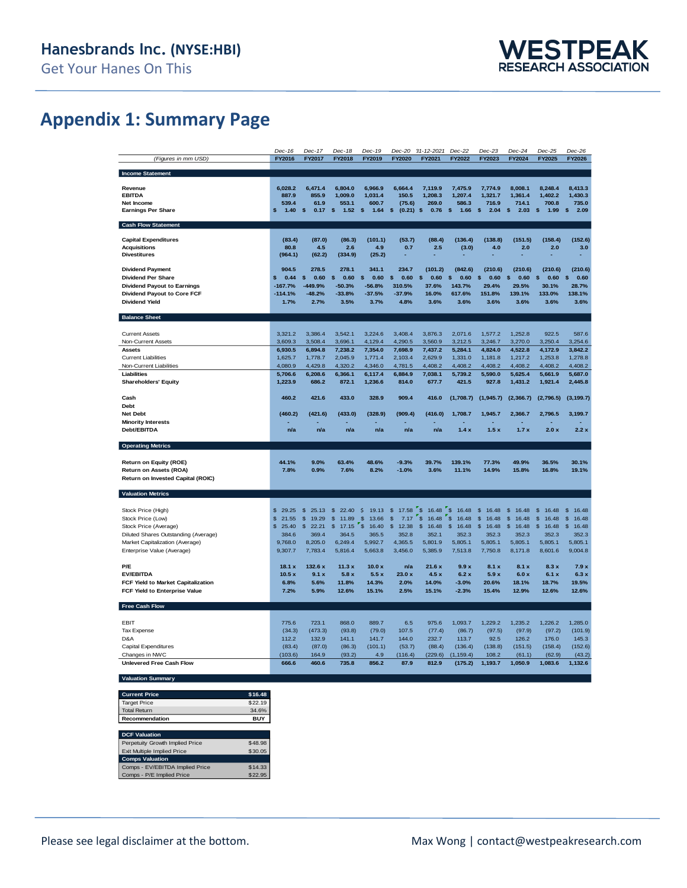## Appendix 1: Summary Page

| (Figures in mm USD) | Dec-16 FY2016 | Dec-17 FY2017 | Dec-18 FY2018 | Dec-19 FY2019 | Dec-20 FY2020 | 31-12-2021 FY2021 | Dec-22 FY2022 | Dec-23 FY2023 | Dec-24 FY2024 | Dec-25 FY2025 | Dec-26 FY2026 |
|---|---|---|---|---|---|---|---|---|---|---|---|
| **Income Statement** | | | | | | | | | | | |
| **Revenue** | 6,028.2 | 6,471.4 | 6,804.0 | 6,966.9 | 6,664.4 | 7,119.9 | 7,475.9 | 7,774.9 | 8,008.1 | 8,248.4 | 8,413.3 |
| **EBITDA** | 887.9 | 855.9 | 1,009.0 | 1,031.4 | 150.5 | 1,208.3 | 1,207.4 | 1,321.7 | 1,361.4 | 1,402.2 | 1,430.3 |
| **Net Income** | 539.4 | 61.9 | 553.1 | 600.7 | (75.6) | 269.0 | 586.3 | 716.9 | 714.1 | 700.8 | 735.0 |
| **Earnings Per Share** | $ 1.40 | $ 0.17 | $ 1.52 | $ 1.64 | $ (0.21) | $ 0.76 | $ 1.66 | $ 2.04 | $ 2.03 | $ 1.99 | $ 2.09 |
| **Cash Flow Statement** | | | | | | | | | | | |
| **Capital Expenditures** | (83.4) | (87.0) | (86.3) | (101.1) | (53.7) | (88.4) | (136.4) | (138.8) | (151.5) | (158.4) | (152.6) |
| **Acquisitions** | 80.8 | 4.5 | 2.6 | 4.9 | 0.7 | 2.5 | (3.0) | 4.0 | 2.0 | 2.0 | 3.0 |
| **Divestitures** | (964.1) | (62.2) | (334.9) | (25.2) | - | - | - | - | - | - | - |
| **Dividend Payment** | 904.5 | 278.5 | 278.1 | 341.1 | 234.7 | (101.2) | (842.6) | (210.6) | (210.6) | (210.6) | (210.6) |
| **Dividend Per Share** | $ 0.44 | $ 0.60 | $ 0.60 | $ 0.60 | $ 0.60 | $ 0.60 | $ 0.60 | $ 0.60 | $ 0.60 | $ 0.60 | $ 0.60 |
| **Dividend Payout to Earnings** | -167.7% | -449.9% | -50.3% | -56.8% | 310.5% | 37.6% | 143.7% | 29.4% | 29.5% | 30.1% | 28.7% |
| **Dividend Payout to Core FCF** | -114.1% | -48.2% | -33.8% | -37.5% | -37.9% | 16.0% | 617.6% | 151.8% | 139.1% | 133.0% | 138.1% |
| **Dividend Yield** | 1.7% | 2.7% | 3.5% | 3.7% | 4.8% | 3.6% | 3.6% | 3.6% | 3.6% | 3.6% | 3.6% |
| **Balance Sheet** | | | | | | | | | | | |
| Current Assets | 3,321.2 | 3,386.4 | 3,542.1 | 3,224.6 | 3,408.4 | 3,876.3 | 2,071.6 | 1,577.2 | 1,252.8 | 922.5 | 587.6 |
| Non-Current Assets | 3,609.3 | 3,508.4 | 3,696.1 | 4,129.4 | 4,290.5 | 3,560.9 | 3,212.5 | 3,246.7 | 3,270.0 | 3,250.4 | 3,254.6 |
| **Assets** | 6,930.5 | 6,894.8 | 7,238.2 | 7,354.0 | 7,698.9 | 7,437.2 | 5,284.1 | 4,824.0 | 4,522.8 | 4,172.9 | 3,842.2 |
| Current Liabilities | 1,625.7 | 1,778.7 | 2,045.9 | 1,771.4 | 2,103.4 | 2,629.9 | 1,331.0 | 1,181.8 | 1,217.2 | 1,253.8 | 1,278.8 |
| Non-Current Liabilities | 4,080.9 | 4,429.8 | 4,320.2 | 4,346.0 | 4,781.5 | 4,408.2 | 4,408.2 | 4,408.2 | 4,408.2 | 4,408.2 | 4,408.2 |
| **Liabilities** | 5,706.6 | 6,208.6 | 6,366.1 | 6,117.4 | 6,884.9 | 7,038.1 | 5,739.2 | 5,590.0 | 5,625.4 | 5,661.9 | 5,687.0 |
| **Shareholders' Equity** | 1,223.9 | 686.2 | 872.1 | 1,236.6 | 814.0 | 677.7 | 421.5 | 927.8 | 1,431.2 | 1,921.4 | 2,445.8 |
| **Cash** | 460.2 | 421.6 | 433.0 | 328.9 | 909.4 | 416.0 | (1,708.7) | (1,945.7) | (2,366.7) | (2,796.5) | (3,199.7) |
| **Debt** | | | | | | | | | | | |
| **Net Debt** | (460.2) | (421.6) | (433.0) | (328.9) | (909.4) | (416.0) | 1,708.7 | 1,945.7 | 2,366.7 | 2,796.5 | 3,199.7 |
| **Minority Interests** | - | - | - | - | - | - | - | - | - | - | - |
| **Debt/EBITDA** | n/a | n/a | n/a | n/a | n/a | n/a | 1.4 x | 1.5 x | 1.7 x | 2.0 x | 2.2 x |
| **Operating Metrics** | | | | | | | | | | | |
| **Return on Equity (ROE)** | 44.1% | 9.0% | 63.4% | 48.6% | -9.3% | 39.7% | 139.1% | 77.3% | 49.9% | 36.5% | 30.1% |
| **Return on Assets (ROA)** | 7.8% | 0.9% | 7.6% | 8.2% | -1.0% | 3.6% | 11.1% | 14.9% | 15.8% | 16.8% | 19.1% |
| **Return on Invested Capital (ROIC)** | | | | | | | | | | | |
| **Valuation Metrics** | | | | | | | | | | | |
| Stock Price (High) | $ 29.25 | $ 25.13 | $ 22.40 | $ 19.13 | $ 17.58 | $ 16.48 | $ 16.48 | $ 16.48 | $ 16.48 | $ 16.48 | $ 16.48 |
| Stock Price (Low) | $ 21.55 | $ 19.29 | $ 11.89 | $ 13.66 | $ 7.17 | $ 16.48 | $ 16.48 | $ 16.48 | $ 16.48 | $ 16.48 | $ 16.48 |
| Stock Price (Average) | $ 25.40 | $ 22.21 | $ 17.15 | $ 16.40 | $ 12.38 | $ 16.48 | $ 16.48 | $ 16.48 | $ 16.48 | $ 16.48 | $ 16.48 |
| Diluted Shares Outstanding (Average) | 384.6 | 369.4 | 364.5 | 365.5 | 352.8 | 352.1 | 352.3 | 352.3 | 352.3 | 352.3 | 352.3 |
| Market Capitalization (Average) | 9,768.0 | 8,205.0 | 6,249.4 | 5,992.7 | 4,365.5 | 5,801.9 | 5,805.1 | 5,805.1 | 5,805.1 | 5,805.1 | 5,805.1 |
| Enterprise Value (Average) | 9,307.7 | 7,783.4 | 5,816.4 | 5,663.8 | 3,456.0 | 5,385.9 | 7,513.8 | 7,750.8 | 8,171.8 | 8,601.6 | 9,004.8 |
| **P/E** | 18.1 x | 132.6 x | 11.3 x | 10.0 x | n/a | 21.6 x | 9.9 x | 8.1 x | 8.1 x | 8.3 x | 7.9 x |
| **EV/EBITDA** | 10.5 x | 9.1 x | 5.8 x | 5.5 x | 23.0 x | 4.5 x | 6.2 x | 5.9 x | 6.0 x | 6.1 x | 6.3 x |
| **FCF Yield to Market Capitalization** | 6.8% | 5.6% | 11.8% | 14.3% | 2.0% | 14.0% | -3.0% | 20.6% | 18.1% | 18.7% | 19.5% |
| **FCF Yield to Enterprise Value** | 7.2% | 5.9% | 12.6% | 15.1% | 2.5% | 15.1% | -2.3% | 15.4% | 12.9% | 12.6% | 12.6% |
| **Free Cash Flow** | | | | | | | | | | | |
| EBIT | 775.6 | 723.1 | 868.0 | 889.7 | 6.5 | 975.6 | 1,093.7 | 1,229.2 | 1,235.2 | 1,226.2 | 1,285.0 |
| Tax Expense | (34.3) | (473.3) | (93.8) | (79.0) | 107.5 | (77.4) | (86.7) | (97.5) | (97.9) | (97.2) | (101.9) |
| D&A | 112.2 | 132.9 | 141.1 | 141.7 | 144.0 | 232.7 | 113.7 | 92.5 | 126.2 | 176.0 | 145.3 |
| Capital Expenditures | (83.4) | (87.0) | (86.3) | (101.1) | (53.7) | (88.4) | (136.4) | (138.8) | (151.5) | (158.4) | (152.6) |
| Changes in NWC | (103.6) | 164.9 | (93.2) | 4.9 | (116.4) | (229.6) | (1,159.4) | 108.2 | (61.1) | (62.9) | (43.2) |
| **Unlevered Free Cash Flow** | 666.6 | 460.6 | 735.8 | 856.2 | 87.9 | 812.9 | (175.2) | 1,193.7 | 1,050.9 | 1,083.6 | 1,132.6 |

**Valuation Summary**

| **Current Price** | **$16.48** |
|---|---|
| Target Price | $22.19 |
| Total Return | 34.6% |
| **Recommendation** | **BUY** |

| **DCF Valuation** | |
|---|---|
| Perpetuity Growth Implied Price | $48.98 |
| Exit Multiple Implied Price | $30.05 |
| **Comps Valuation** | |
| Comps - EV/EBITDA Implied Price | $14.33 |
| Comps - P/E Implied Price | $22.95 |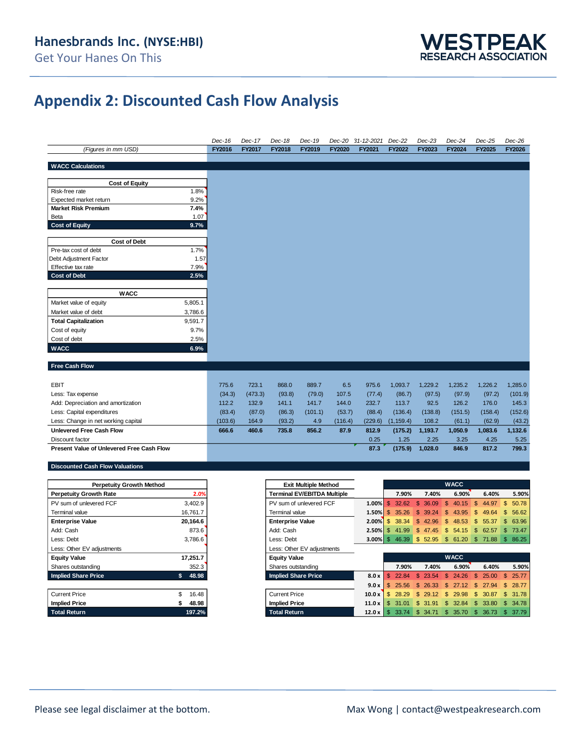# Hanesbrands Inc. (NYSE:HBI)

Get Your Hanes On This

## Appendix 2: Discounted Cash Flow Analysis

| *(Figures in mm USD)* | Dec-16 FY2016 | Dec-17 FY2017 | Dec-18 FY2018 | Dec-19 FY2019 | Dec-20 FY2020 | 31-12-2021 FY2021 | Dec-22 FY2022 | Dec-23 FY2023 | Dec-24 FY2024 | Dec-25 FY2025 | Dec-26 FY2026 |
|---|---|---|---|---|---|---|---|---|---|---|---|
| **Free Cash Flow** | | | | | | | | | | | |
| EBIT | 775.6 | 723.1 | 868.0 | 889.7 | 6.5 | 975.6 | 1,093.7 | 1,229.2 | 1,235.2 | 1,226.2 | 1,285.0 |
| Less: Tax expense | (34.3) | (473.3) | (93.8) | (79.0) | 107.5 | (77.4) | (86.7) | (97.5) | (97.9) | (97.2) | (101.9) |
| Add: Depreciation and amortization | 112.2 | 132.9 | 141.1 | 141.7 | 144.0 | 232.7 | 113.7 | 92.5 | 126.2 | 176.0 | 145.3 |
| Less: Capital expenditures | (83.4) | (87.0) | (86.3) | (101.1) | (53.7) | (88.4) | (136.4) | (138.8) | (151.5) | (158.4) | (152.6) |
| Less: Change in net working capital | (103.6) | 164.9 | (93.2) | 4.9 | (116.4) | (229.6) | (1,159.4) | 108.2 | (61.1) | (62.9) | (43.2) |
| **Unlevered Free Cash Flow** | **666.6** | **460.6** | **735.8** | **856.2** | **87.9** | **812.9** | **(175.2)** | **1,193.7** | **1,050.9** | **1,083.6** | **1,132.6** |
| Discount factor | | | | | | 0.25 | 1.25 | 2.25 | 3.25 | 4.25 | 5.25 |
| **Present Value of Unlevered Free Cash Flow** | | | | | | **87.3** | **(175.9)** | **1,028.0** | **846.9** | **817.2** | **799.3** |

### WACC Calculations

| Cost of Equity | |
|---|---|
| Risk-free rate | 1.8% |
| Expected market return | 9.2% |
| **Market Risk Premium** | **7.4%** |
| Beta | 1.07 |
| **Cost of Equity** | **9.7%** |

| Cost of Debt | |
|---|---|
| Pre-tax cost of debt | 1.7% |
| Debt Adjustment Factor | 1.57 |
| Effective tax rate | 7.9% |
| **Cost of Debt** | **2.5%** |

| WACC | |
|---|---|
| Market value of equity | 5,805.1 |
| Market value of debt | 3,786.6 |
| **Total Capitalization** | **9,591.7** |
| Cost of equity | 9.7% |
| Cost of debt | 2.5% |
| **WACC** | **6.9%** |

### Discounted Cash Flow Valuations

| Perpetuity Growth Method | |
|---|---|
| **Perpetuity Growth Rate** | **2.0%** |
| PV sum of unlevered FCF | 3,402.9 |
| Terminal value | 16,761.7 |
| **Enterprise Value** | **20,164.6** |
| Add: Cash | 873.6 |
| Less: Debt | 3,786.6 |
| Less: Other EV adjustments | |
| **Equity Value** | **17,251.7** |
| Shares outstanding | 352.3 |
| **Implied Share Price** | **$ 48.98** |
| Current Price | $ 16.48 |
| **Implied Price** | **$ 48.98** |
| **Total Return** | **197.2%** |

| Exit Multiple Method | |
|---|---|
| **Terminal EV/EBITDA Multiple** | |
| PV sum of unlevered FCF | |
| Terminal value | |
| **Enterprise Value** | |
| Add: Cash | |
| Less: Debt | |
| Less: Other EV adjustments | |
| **Equity Value** | |
| Shares outstanding | |
| **Implied Share Price** | |
| Current Price | |
| **Implied Price** | |
| **Total Return** | |

| Growth Rate \ WACC | 7.90% | 7.40% | 6.90% | 6.40% | 5.90% |
|---|---|---|---|---|---|
| 1.00% | $ 32.62 | $ 36.09 | $ 40.15 | $ 44.97 | $ 50.78 |
| 1.50% | $ 35.26 | $ 39.24 | $ 43.95 | $ 49.64 | $ 56.62 |
| 2.00% | $ 38.34 | $ 42.96 | $ 48.53 | $ 55.37 | $ 63.96 |
| 2.50% | $ 41.99 | $ 47.45 | $ 54.15 | $ 62.57 | $ 73.47 |
| 3.00% | $ 46.39 | $ 52.95 | $ 61.20 | $ 71.88 | $ 86.25 |

| Exit Multiple \ WACC | 7.90% | 7.40% | 6.90% | 6.40% | 5.90% |
|---|---|---|---|---|---|
| 8.0 x | $ 22.84 | $ 23.54 | $ 24.26 | $ 25.00 | $ 25.77 |
| 9.0 x | $ 25.56 | $ 26.33 | $ 27.12 | $ 27.94 | $ 28.77 |
| 10.0 x | $ 28.29 | $ 29.12 | $ 29.98 | $ 30.87 | $ 31.78 |
| 11.0 x | $ 31.01 | $ 31.91 | $ 32.84 | $ 33.80 | $ 34.78 |
| 12.0 x | $ 33.74 | $ 34.71 | $ 35.70 | $ 36.73 | $ 37.79 |

Please see legal disclaimer at the bottom. Max Wong | contact@westpeakresearch.com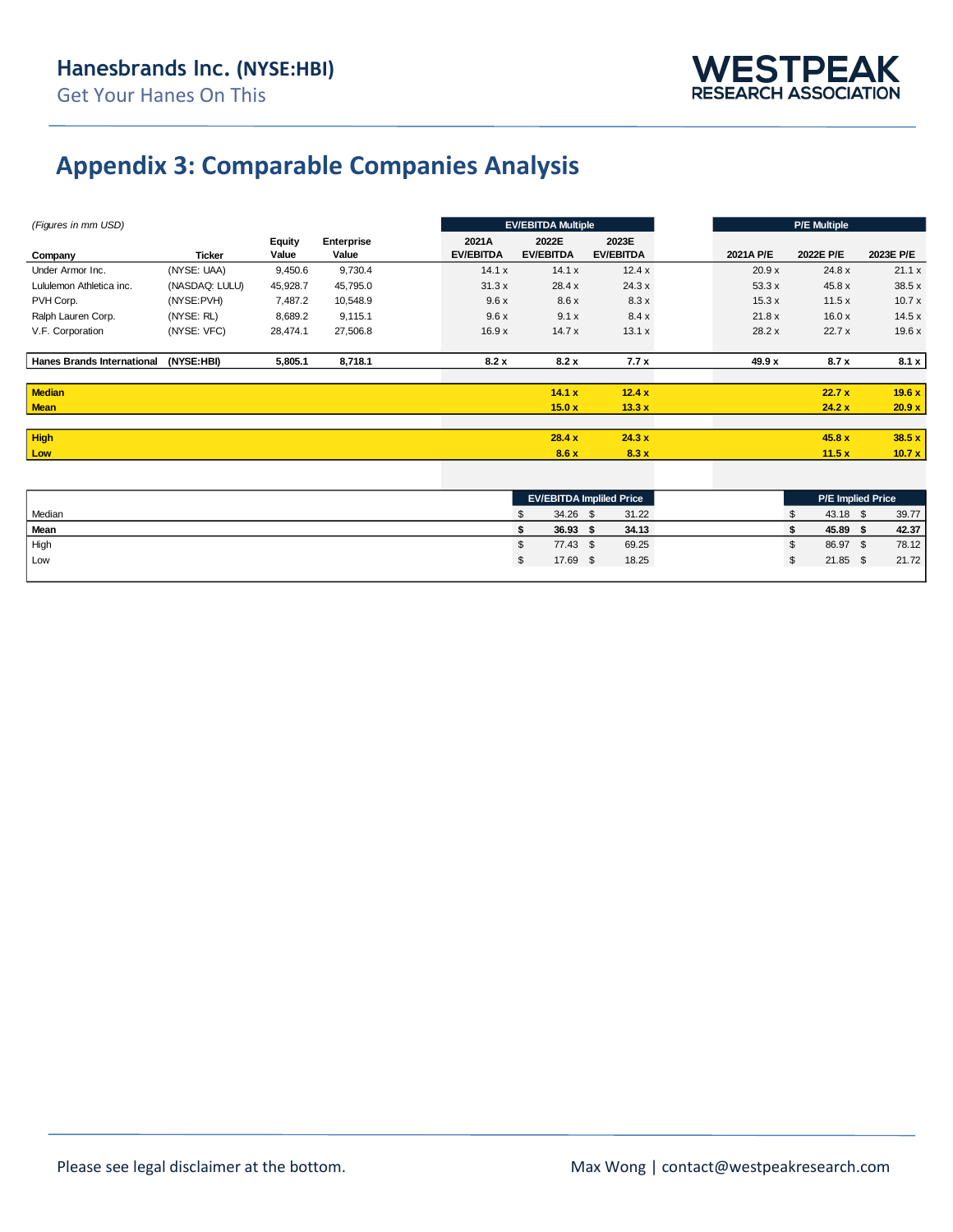## Appendix 3: Comparable Companies Analysis

*(Figures in mm USD)*

| Company | Ticker | Equity Value | Enterprise Value | EV/EBITDA Multiple 2021A EV/EBITDA | 2022E EV/EBITDA | 2023E EV/EBITDA | P/E Multiple 2021A P/E | 2022E P/E | 2023E P/E |
|---|---|---|---|---|---|---|---|---|---|
| Under Armor Inc. | (NYSE: UAA) | 9,450.6 | 9,730.4 | 14.1 x | 14.1 x | 12.4 x | 20.9 x | 24.8 x | 21.1 x |
| Lululemon Athletica inc. | (NASDAQ: LULU) | 45,928.7 | 45,795.0 | 31.3 x | 28.4 x | 24.3 x | 53.3 x | 45.8 x | 38.5 x |
| PVH Corp. | (NYSE:PVH) | 7,487.2 | 10,548.9 | 9.6 x | 8.6 x | 8.3 x | 15.3 x | 11.5 x | 10.7 x |
| Ralph Lauren Corp. | (NYSE: RL) | 8,689.2 | 9,115.1 | 9.6 x | 9.1 x | 8.4 x | 21.8 x | 16.0 x | 14.5 x |
| V.F. Corporation | (NYSE: VFC) | 28,474.1 | 27,506.8 | 16.9 x | 14.7 x | 13.1 x | 28.2 x | 22.7 x | 19.6 x |
| **Hanes Brands International** | **(NYSE:HBI)** | **5,805.1** | **8,718.1** | **8.2 x** | **8.2 x** | **7.7 x** | **49.9 x** | **8.7 x** | **8.1 x** |
| **Median** | | | | | **14.1 x** | **12.4 x** | | **22.7 x** | **19.6 x** |
| **Mean** | | | | | **15.0 x** | **13.3 x** | | **24.2 x** | **20.9 x** |
| **High** | | | | | **28.4 x** | **24.3 x** | | **45.8 x** | **38.5 x** |
| **Low** | | | | | **8.6 x** | **8.3 x** | | **11.5 x** | **10.7 x** |

| | EV/EBITDA Implied Price | | P/E Implied Price | |
|---|---|---|---|---|
| Median | $ 34.26 | $ 31.22 | $ 43.18 | $ 39.77 |
| **Mean** | **$ 36.93** | **$ 34.13** | **$ 45.89** | **$ 42.37** |
| High | $ 77.43 | $ 69.25 | $ 86.97 | $ 78.12 |
| Low | $ 17.69 | $ 18.25 | $ 21.85 | $ 21.72 |